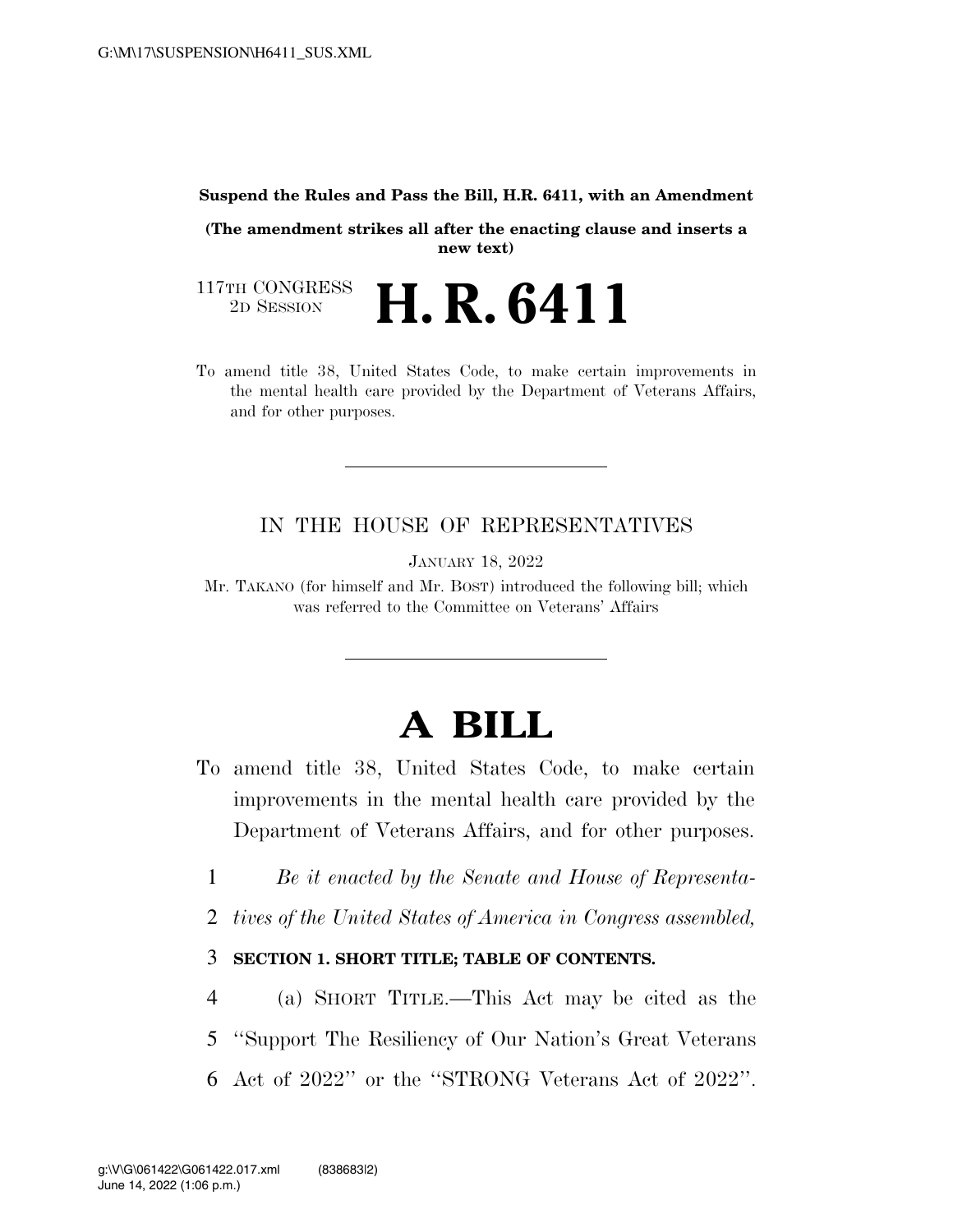**Suspend the Rules and Pass the Bill, H.R. 6411, with an Amendment**

**(The amendment strikes all after the enacting clause and inserts a new text)**

117TH CONGRESS
2D SESSION

# H. R. 6411

To amend title 38, United States Code, to make certain improvements in the mental health care provided by the Department of Veterans Affairs, and for other purposes.

---

IN THE HOUSE OF REPRESENTATIVES

JANUARY 18, 2022

Mr. TAKANO (for himself and Mr. BOST) introduced the following bill; which was referred to the Committee on Veterans' Affairs

---

# A BILL

To amend title 38, United States Code, to make certain improvements in the mental health care provided by the Department of Veterans Affairs, and for other purposes.

1 *Be it enacted by the Senate and House of Representa-*
2 *tives of the United States of America in Congress assembled,*

3 **SECTION 1. SHORT TITLE; TABLE OF CONTENTS.**

4 (a) SHORT TITLE.—This Act may be cited as the
5 ''Support The Resiliency of Our Nation's Great Veterans
6 Act of 2022'' or the ''STRONG Veterans Act of 2022''.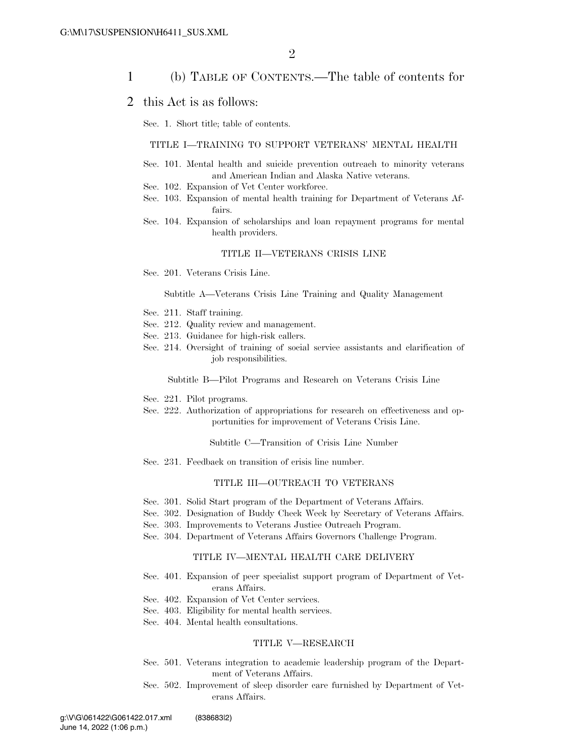(b) Table of Contents.—The table of contents for this Act is as follows:

Sec. 1. Short title; table of contents.

TITLE I—TRAINING TO SUPPORT VETERANS' MENTAL HEALTH

Sec. 101. Mental health and suicide prevention outreach to minority veterans and American Indian and Alaska Native veterans.
Sec. 102. Expansion of Vet Center workforce.
Sec. 103. Expansion of mental health training for Department of Veterans Affairs.
Sec. 104. Expansion of scholarships and loan repayment programs for mental health providers.

TITLE II—VETERANS CRISIS LINE

Sec. 201. Veterans Crisis Line.

Subtitle A—Veterans Crisis Line Training and Quality Management

Sec. 211. Staff training.
Sec. 212. Quality review and management.
Sec. 213. Guidance for high-risk callers.
Sec. 214. Oversight of training of social service assistants and clarification of job responsibilities.

Subtitle B—Pilot Programs and Research on Veterans Crisis Line

Sec. 221. Pilot programs.
Sec. 222. Authorization of appropriations for research on effectiveness and opportunities for improvement of Veterans Crisis Line.

Subtitle C—Transition of Crisis Line Number

Sec. 231. Feedback on transition of crisis line number.

TITLE III—OUTREACH TO VETERANS

Sec. 301. Solid Start program of the Department of Veterans Affairs.
Sec. 302. Designation of Buddy Check Week by Secretary of Veterans Affairs.
Sec. 303. Improvements to Veterans Justice Outreach Program.
Sec. 304. Department of Veterans Affairs Governors Challenge Program.

TITLE IV—MENTAL HEALTH CARE DELIVERY

Sec. 401. Expansion of peer specialist support program of Department of Veterans Affairs.
Sec. 402. Expansion of Vet Center services.
Sec. 403. Eligibility for mental health services.
Sec. 404. Mental health consultations.

TITLE V—RESEARCH

Sec. 501. Veterans integration to academic leadership program of the Department of Veterans Affairs.
Sec. 502. Improvement of sleep disorder care furnished by Department of Veterans Affairs.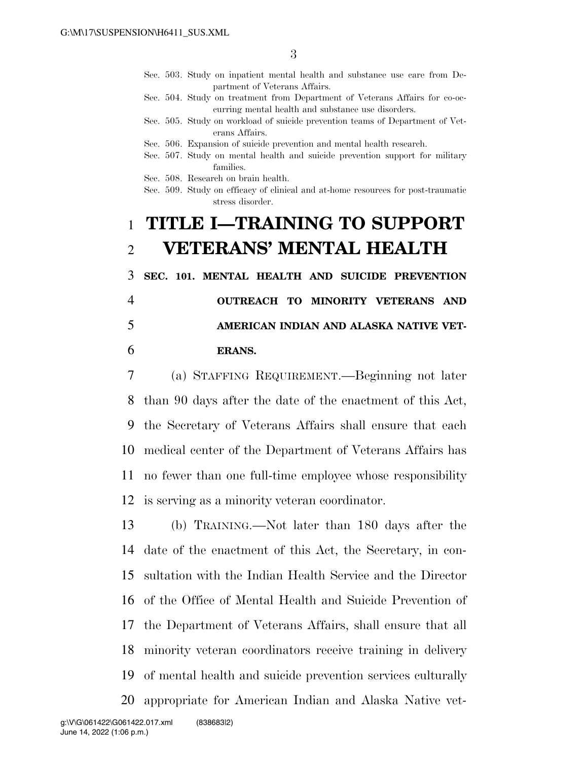Sec. 503. Study on inpatient mental health and substance use care from Department of Veterans Affairs.
Sec. 504. Study on treatment from Department of Veterans Affairs for co-occurring mental health and substance use disorders.
Sec. 505. Study on workload of suicide prevention teams of Department of Veterans Affairs.
Sec. 506. Expansion of suicide prevention and mental health research.
Sec. 507. Study on mental health and suicide prevention support for military families.
Sec. 508. Research on brain health.
Sec. 509. Study on efficacy of clinical and at-home resources for post-traumatic stress disorder.

# TITLE I—TRAINING TO SUPPORT VETERANS' MENTAL HEALTH

## SEC. 101. MENTAL HEALTH AND SUICIDE PREVENTION OUTREACH TO MINORITY VETERANS AND AMERICAN INDIAN AND ALASKA NATIVE VETERANS.

(a) STAFFING REQUIREMENT.—Beginning not later than 90 days after the date of the enactment of this Act, the Secretary of Veterans Affairs shall ensure that each medical center of the Department of Veterans Affairs has no fewer than one full-time employee whose responsibility is serving as a minority veteran coordinator.

(b) TRAINING.—Not later than 180 days after the date of the enactment of this Act, the Secretary, in consultation with the Indian Health Service and the Director of the Office of Mental Health and Suicide Prevention of the Department of Veterans Affairs, shall ensure that all minority veteran coordinators receive training in delivery of mental health and suicide prevention services culturally appropriate for American Indian and Alaska Native vet-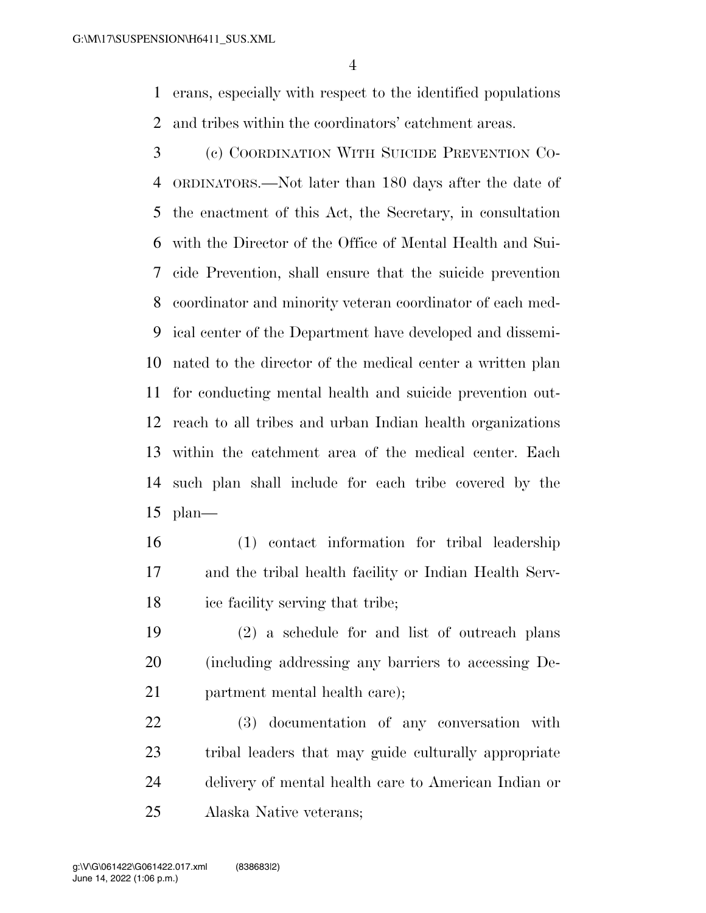erans, especially with respect to the identified populations and tribes within the coordinators' catchment areas.

(c) COORDINATION WITH SUICIDE PREVENTION COORDINATORS.—Not later than 180 days after the date of the enactment of this Act, the Secretary, in consultation with the Director of the Office of Mental Health and Suicide Prevention, shall ensure that the suicide prevention coordinator and minority veteran coordinator of each medical center of the Department have developed and disseminated to the director of the medical center a written plan for conducting mental health and suicide prevention outreach to all tribes and urban Indian health organizations within the catchment area of the medical center. Each such plan shall include for each tribe covered by the plan—

(1) contact information for tribal leadership and the tribal health facility or Indian Health Service facility serving that tribe;

(2) a schedule for and list of outreach plans (including addressing any barriers to accessing Department mental health care);

(3) documentation of any conversation with tribal leaders that may guide culturally appropriate delivery of mental health care to American Indian or Alaska Native veterans;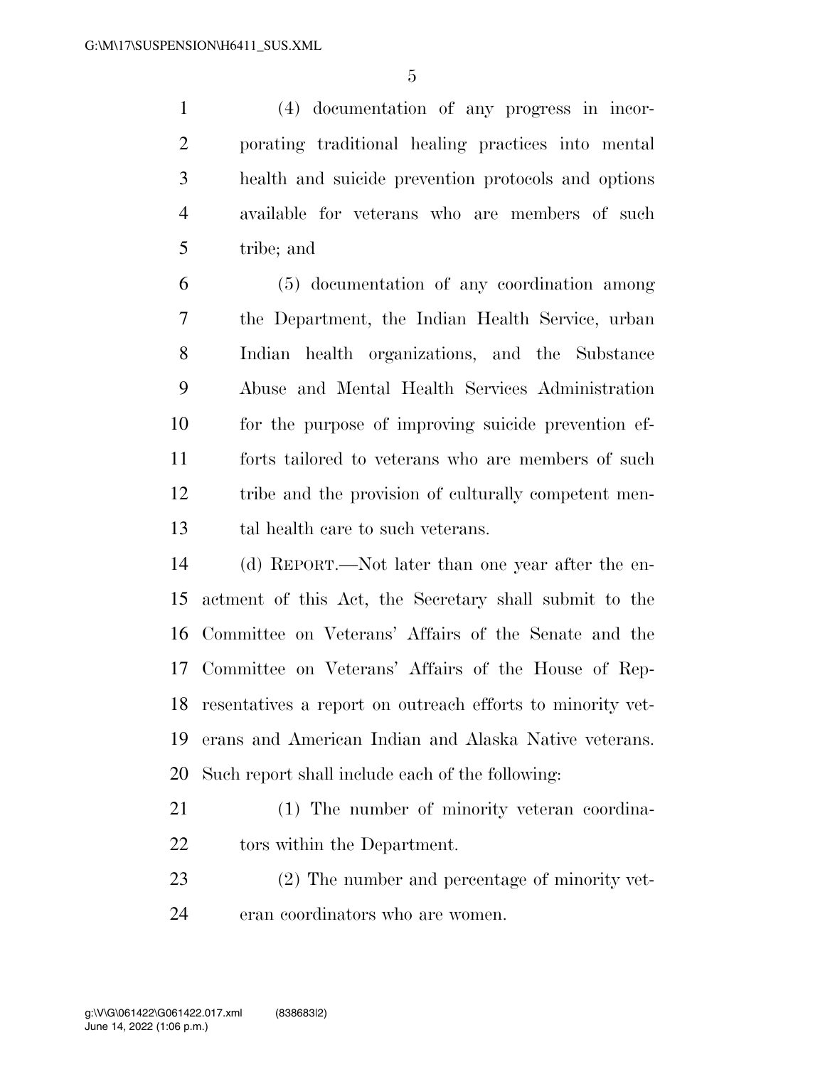(4) documentation of any progress in incorporating traditional healing practices into mental health and suicide prevention protocols and options available for veterans who are members of such tribe; and

(5) documentation of any coordination among the Department, the Indian Health Service, urban Indian health organizations, and the Substance Abuse and Mental Health Services Administration for the purpose of improving suicide prevention efforts tailored to veterans who are members of such tribe and the provision of culturally competent mental health care to such veterans.

(d) REPORT.—Not later than one year after the enactment of this Act, the Secretary shall submit to the Committee on Veterans' Affairs of the Senate and the Committee on Veterans' Affairs of the House of Representatives a report on outreach efforts to minority veterans and American Indian and Alaska Native veterans. Such report shall include each of the following:

(1) The number of minority veteran coordinators within the Department.

(2) The number and percentage of minority veteran coordinators who are women.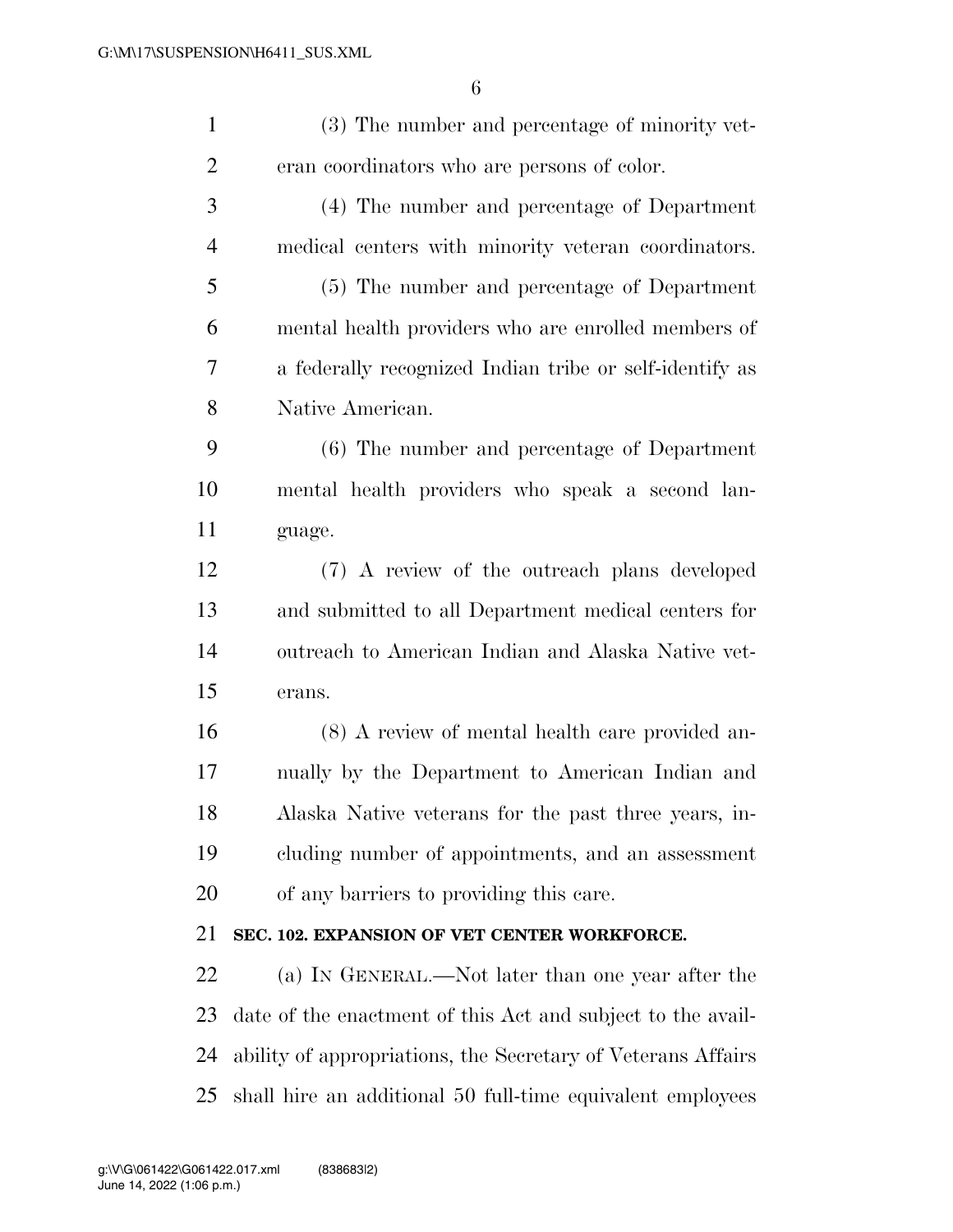(3) The number and percentage of minority veteran coordinators who are persons of color.

(4) The number and percentage of Department medical centers with minority veteran coordinators.

(5) The number and percentage of Department mental health providers who are enrolled members of a federally recognized Indian tribe or self-identify as Native American.

(6) The number and percentage of Department mental health providers who speak a second language.

(7) A review of the outreach plans developed and submitted to all Department medical centers for outreach to American Indian and Alaska Native veterans.

(8) A review of mental health care provided annually by the Department to American Indian and Alaska Native veterans for the past three years, including number of appointments, and an assessment of any barriers to providing this care.

**SEC. 102. EXPANSION OF VET CENTER WORKFORCE.**

(a) IN GENERAL.—Not later than one year after the date of the enactment of this Act and subject to the availability of appropriations, the Secretary of Veterans Affairs shall hire an additional 50 full-time equivalent employees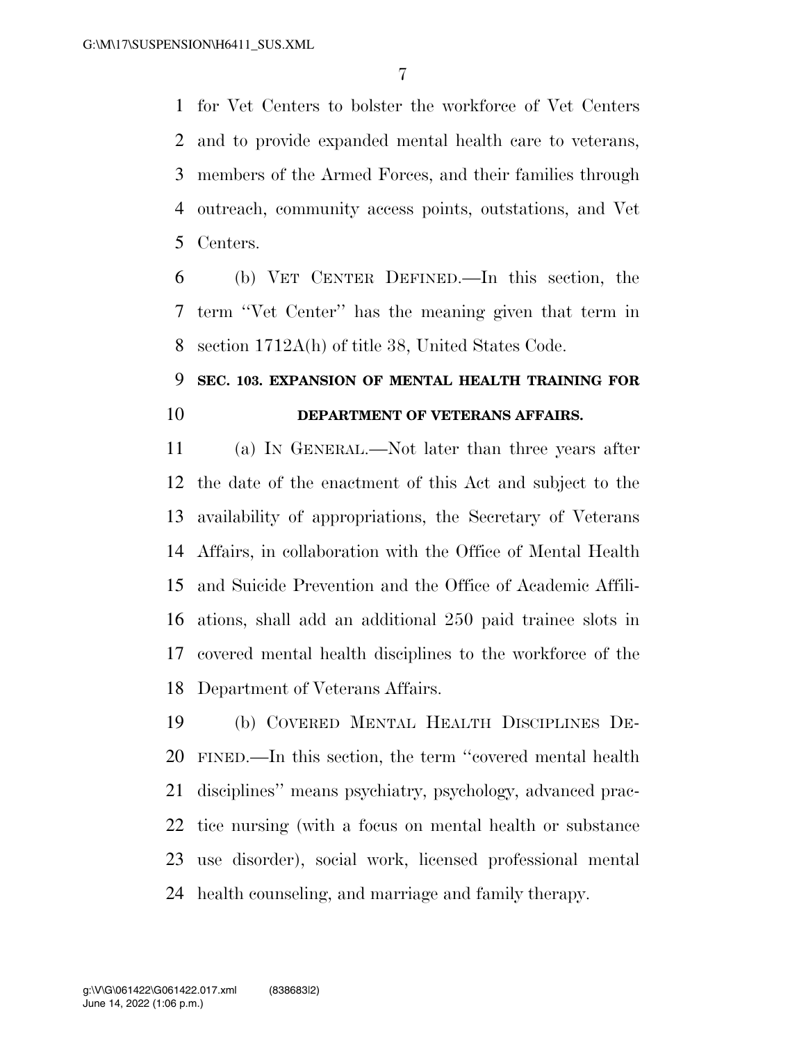for Vet Centers to bolster the workforce of Vet Centers and to provide expanded mental health care to veterans, members of the Armed Forces, and their families through outreach, community access points, outstations, and Vet Centers.

(b) VET CENTER DEFINED.—In this section, the term ''Vet Center'' has the meaning given that term in section 1712A(h) of title 38, United States Code.

**SEC. 103. EXPANSION OF MENTAL HEALTH TRAINING FOR DEPARTMENT OF VETERANS AFFAIRS.**

(a) IN GENERAL.—Not later than three years after the date of the enactment of this Act and subject to the availability of appropriations, the Secretary of Veterans Affairs, in collaboration with the Office of Mental Health and Suicide Prevention and the Office of Academic Affiliations, shall add an additional 250 paid trainee slots in covered mental health disciplines to the workforce of the Department of Veterans Affairs.

(b) COVERED MENTAL HEALTH DISCIPLINES DEFINED.—In this section, the term ''covered mental health disciplines'' means psychiatry, psychology, advanced practice nursing (with a focus on mental health or substance use disorder), social work, licensed professional mental health counseling, and marriage and family therapy.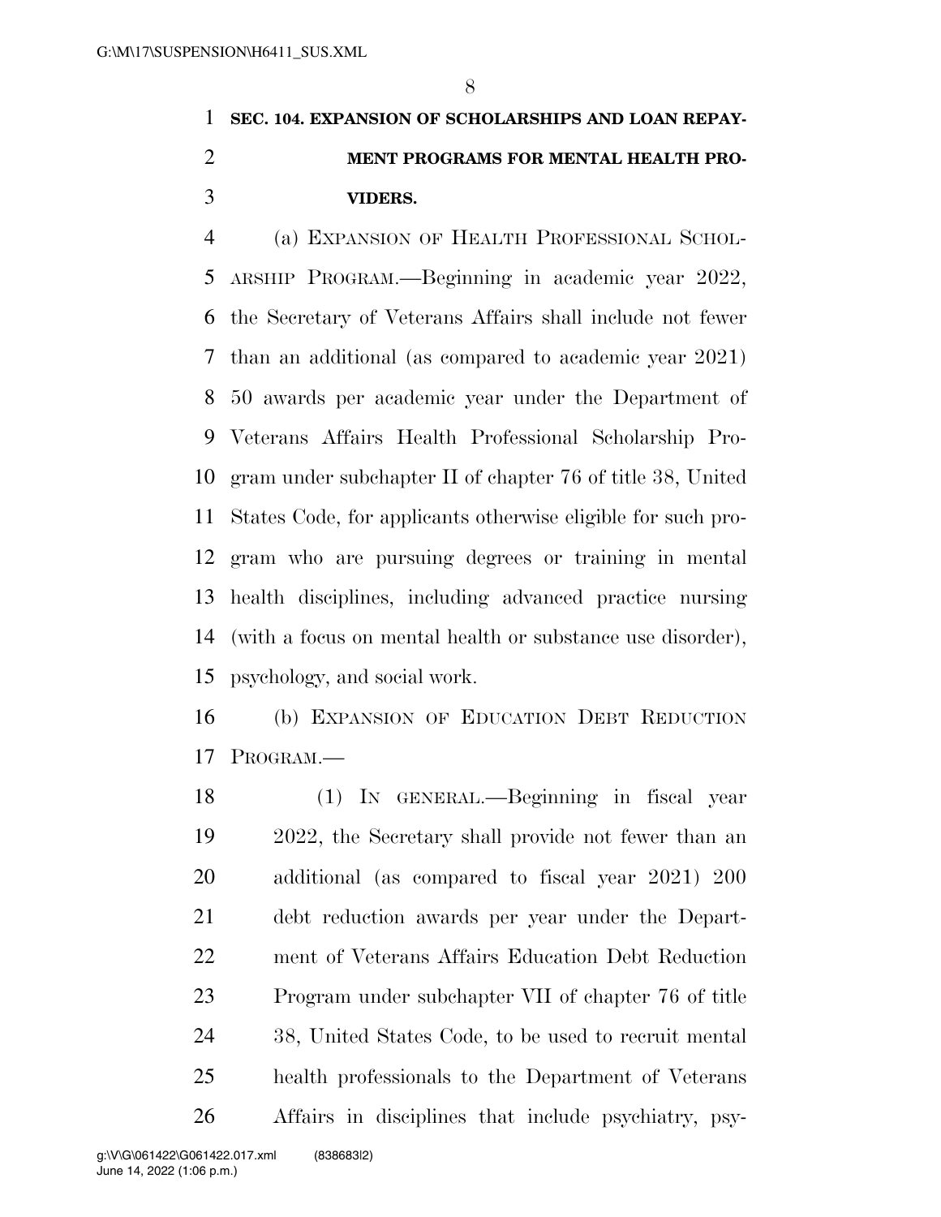**SEC. 104. EXPANSION OF SCHOLARSHIPS AND LOAN REPAYMENT PROGRAMS FOR MENTAL HEALTH PROVIDERS.**

(a) EXPANSION OF HEALTH PROFESSIONAL SCHOLARSHIP PROGRAM.—Beginning in academic year 2022, the Secretary of Veterans Affairs shall include not fewer than an additional (as compared to academic year 2021) 50 awards per academic year under the Department of Veterans Affairs Health Professional Scholarship Program under subchapter II of chapter 76 of title 38, United States Code, for applicants otherwise eligible for such program who are pursuing degrees or training in mental health disciplines, including advanced practice nursing (with a focus on mental health or substance use disorder), psychology, and social work.

(b) EXPANSION OF EDUCATION DEBT REDUCTION PROGRAM.—

(1) IN GENERAL.—Beginning in fiscal year 2022, the Secretary shall provide not fewer than an additional (as compared to fiscal year 2021) 200 debt reduction awards per year under the Department of Veterans Affairs Education Debt Reduction Program under subchapter VII of chapter 76 of title 38, United States Code, to be used to recruit mental health professionals to the Department of Veterans Affairs in disciplines that include psychiatry, psy-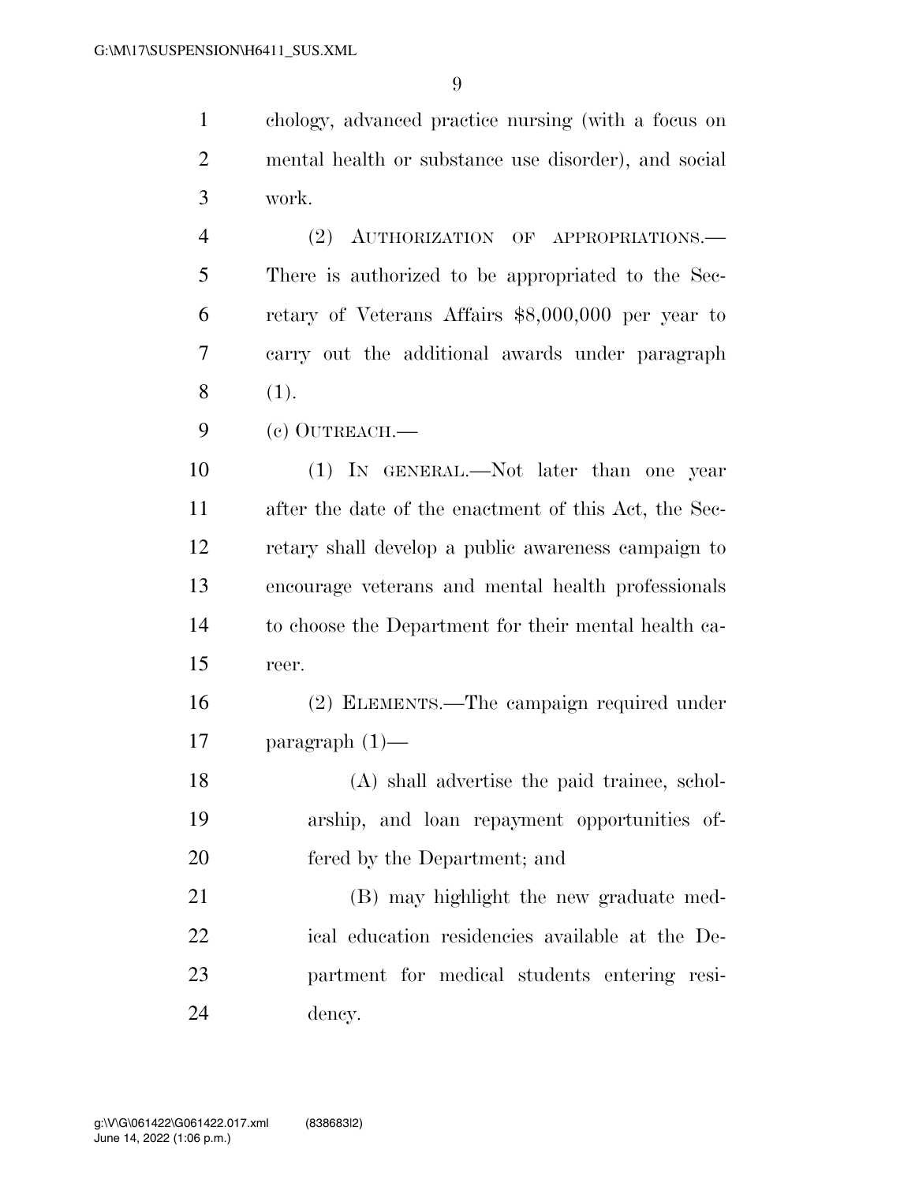chology, advanced practice nursing (with a focus on mental health or substance use disorder), and social work.

(2) AUTHORIZATION OF APPROPRIATIONS.—There is authorized to be appropriated to the Secretary of Veterans Affairs $8,000,000 per year to carry out the additional awards under paragraph (1).

(c) OUTREACH.—

(1) IN GENERAL.—Not later than one year after the date of the enactment of this Act, the Secretary shall develop a public awareness campaign to encourage veterans and mental health professionals to choose the Department for their mental health career.

(2) ELEMENTS.—The campaign required under paragraph (1)—

(A) shall advertise the paid trainee, scholarship, and loan repayment opportunities offered by the Department; and

(B) may highlight the new graduate medical education residencies available at the Department for medical students entering residency.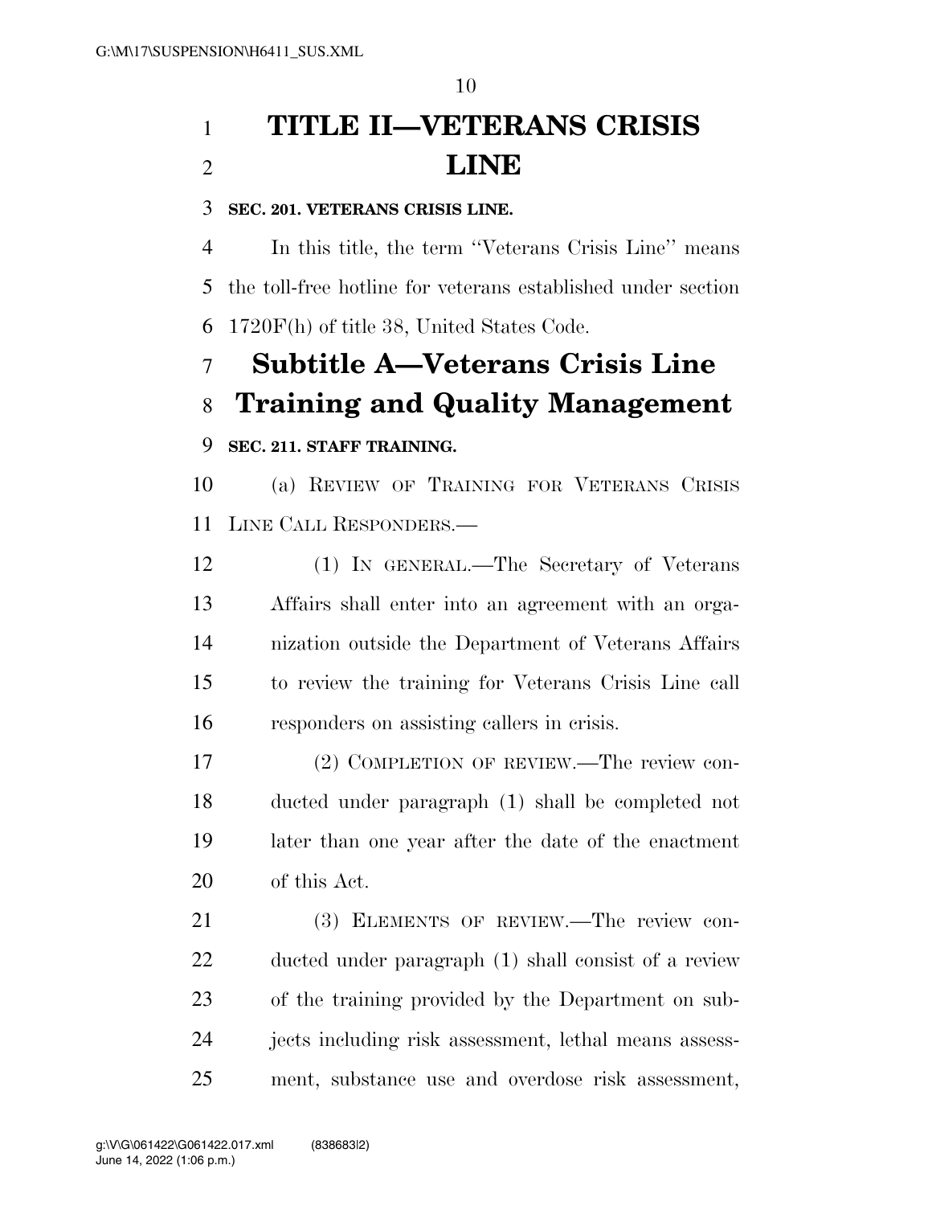# TITLE II—VETERANS CRISIS LINE

### SEC. 201. VETERANS CRISIS LINE.

In this title, the term ''Veterans Crisis Line'' means the toll-free hotline for veterans established under section 1720F(h) of title 38, United States Code.

## Subtitle A—Veterans Crisis Line Training and Quality Management

### SEC. 211. STAFF TRAINING.

(a) REVIEW OF TRAINING FOR VETERANS CRISIS LINE CALL RESPONDERS.—

(1) IN GENERAL.—The Secretary of Veterans Affairs shall enter into an agreement with an organization outside the Department of Veterans Affairs to review the training for Veterans Crisis Line call responders on assisting callers in crisis.

(2) COMPLETION OF REVIEW.—The review conducted under paragraph (1) shall be completed not later than one year after the date of the enactment of this Act.

(3) ELEMENTS OF REVIEW.—The review conducted under paragraph (1) shall consist of a review of the training provided by the Department on subjects including risk assessment, lethal means assessment, substance use and overdose risk assessment,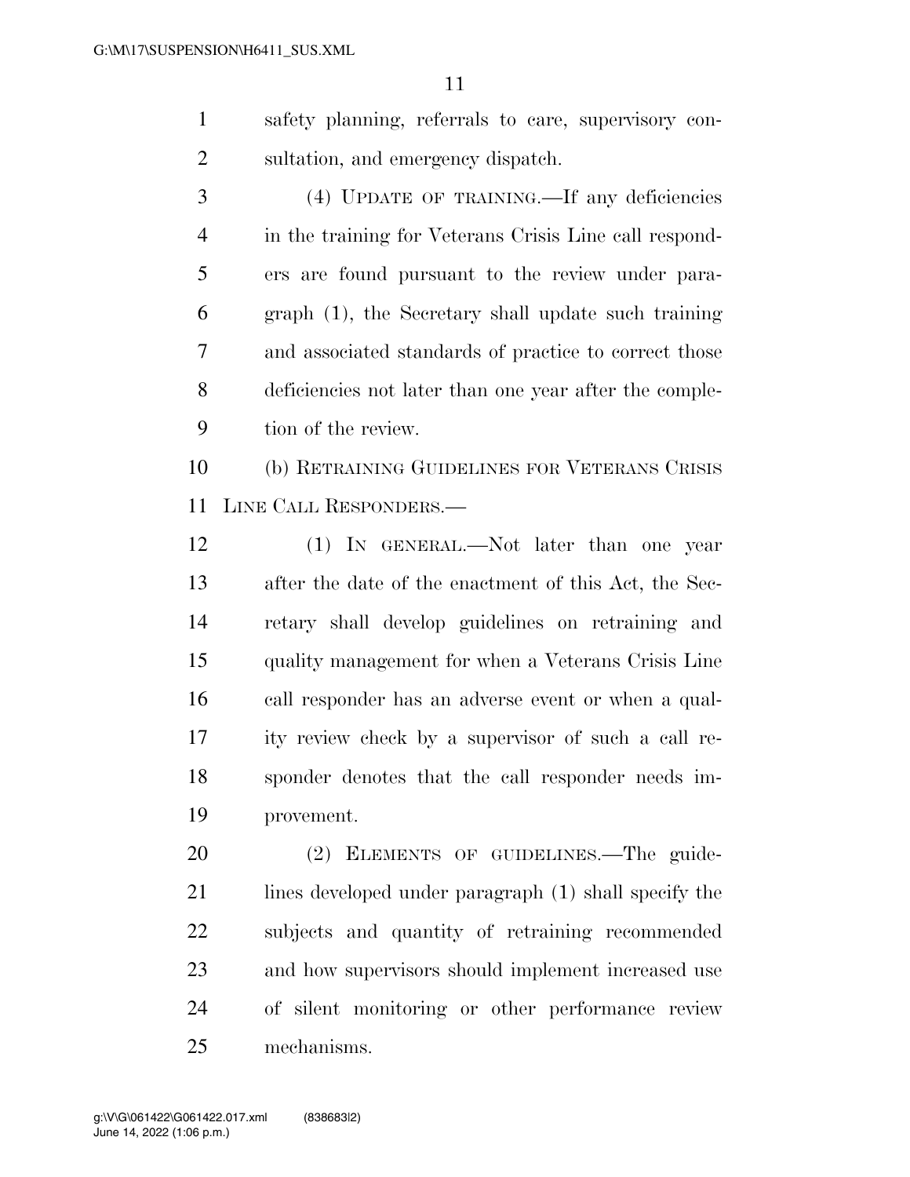safety planning, referrals to care, supervisory consultation, and emergency dispatch.

(4) UPDATE OF TRAINING.—If any deficiencies in the training for Veterans Crisis Line call responders are found pursuant to the review under paragraph (1), the Secretary shall update such training and associated standards of practice to correct those deficiencies not later than one year after the completion of the review.

(b) RETRAINING GUIDELINES FOR VETERANS CRISIS LINE CALL RESPONDERS.—

(1) IN GENERAL.—Not later than one year after the date of the enactment of this Act, the Secretary shall develop guidelines on retraining and quality management for when a Veterans Crisis Line call responder has an adverse event or when a quality review check by a supervisor of such a call responder denotes that the call responder needs improvement.

(2) ELEMENTS OF GUIDELINES.—The guidelines developed under paragraph (1) shall specify the subjects and quantity of retraining recommended and how supervisors should implement increased use of silent monitoring or other performance review mechanisms.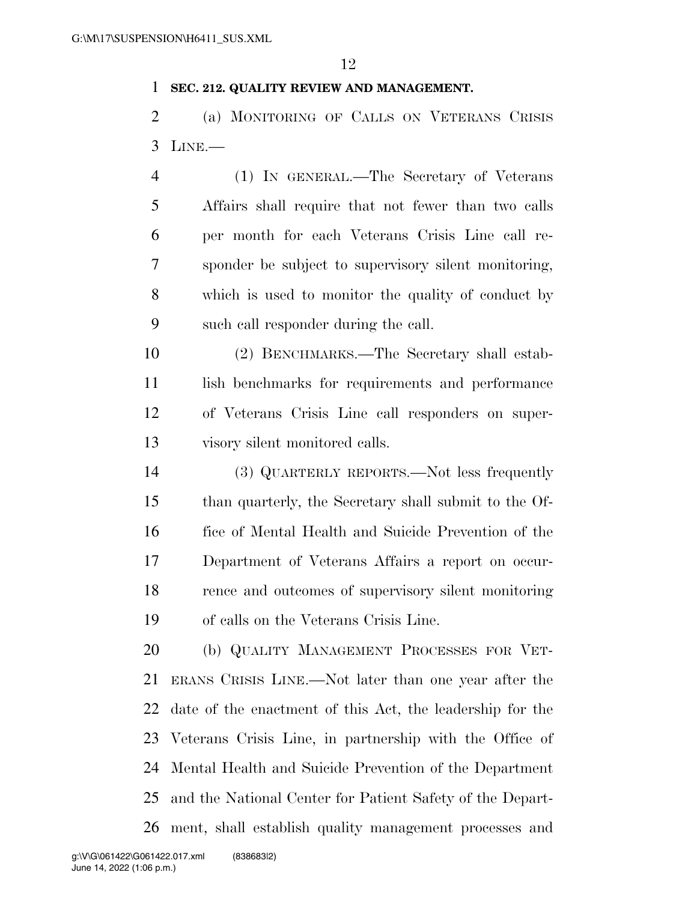**SEC. 212. QUALITY REVIEW AND MANAGEMENT.**

(a) MONITORING OF CALLS ON VETERANS CRISIS LINE.—

(1) IN GENERAL.—The Secretary of Veterans Affairs shall require that not fewer than two calls per month for each Veterans Crisis Line call responder be subject to supervisory silent monitoring, which is used to monitor the quality of conduct by such call responder during the call.

(2) BENCHMARKS.—The Secretary shall establish benchmarks for requirements and performance of Veterans Crisis Line call responders on supervisory silent monitored calls.

(3) QUARTERLY REPORTS.—Not less frequently than quarterly, the Secretary shall submit to the Office of Mental Health and Suicide Prevention of the Department of Veterans Affairs a report on occurrence and outcomes of supervisory silent monitoring of calls on the Veterans Crisis Line.

(b) QUALITY MANAGEMENT PROCESSES FOR VETERANS CRISIS LINE.—Not later than one year after the date of the enactment of this Act, the leadership for the Veterans Crisis Line, in partnership with the Office of Mental Health and Suicide Prevention of the Department and the National Center for Patient Safety of the Department, shall establish quality management processes and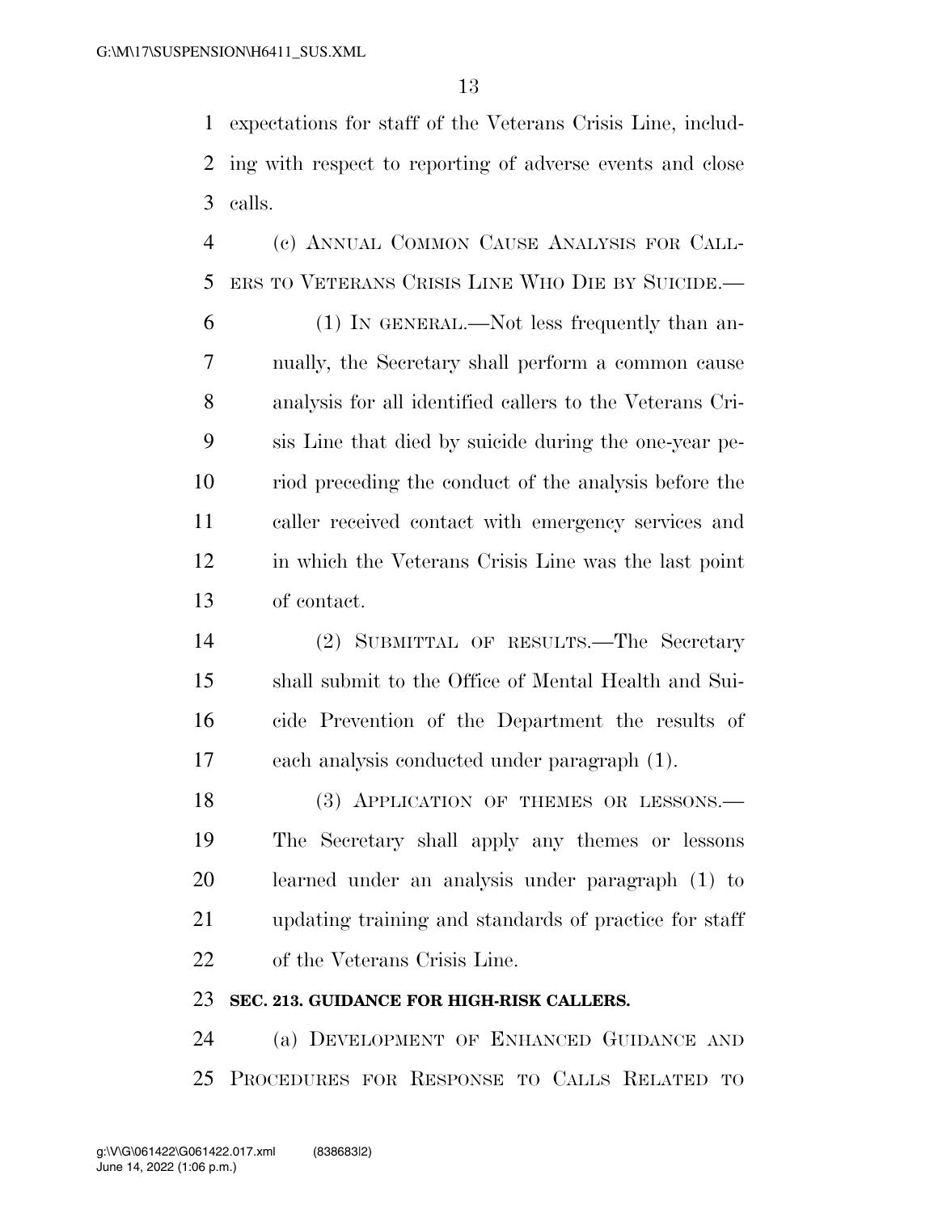expectations for staff of the Veterans Crisis Line, including with respect to reporting of adverse events and close calls.

(c) ANNUAL COMMON CAUSE ANALYSIS FOR CALLERS TO VETERANS CRISIS LINE WHO DIE BY SUICIDE.—

(1) IN GENERAL.—Not less frequently than annually, the Secretary shall perform a common cause analysis for all identified callers to the Veterans Crisis Line that died by suicide during the one-year period preceding the conduct of the analysis before the caller received contact with emergency services and in which the Veterans Crisis Line was the last point of contact.

(2) SUBMITTAL OF RESULTS.—The Secretary shall submit to the Office of Mental Health and Suicide Prevention of the Department the results of each analysis conducted under paragraph (1).

(3) APPLICATION OF THEMES OR LESSONS.—The Secretary shall apply any themes or lessons learned under an analysis under paragraph (1) to updating training and standards of practice for staff of the Veterans Crisis Line.

**SEC. 213. GUIDANCE FOR HIGH-RISK CALLERS.**

(a) DEVELOPMENT OF ENHANCED GUIDANCE AND PROCEDURES FOR RESPONSE TO CALLS RELATED TO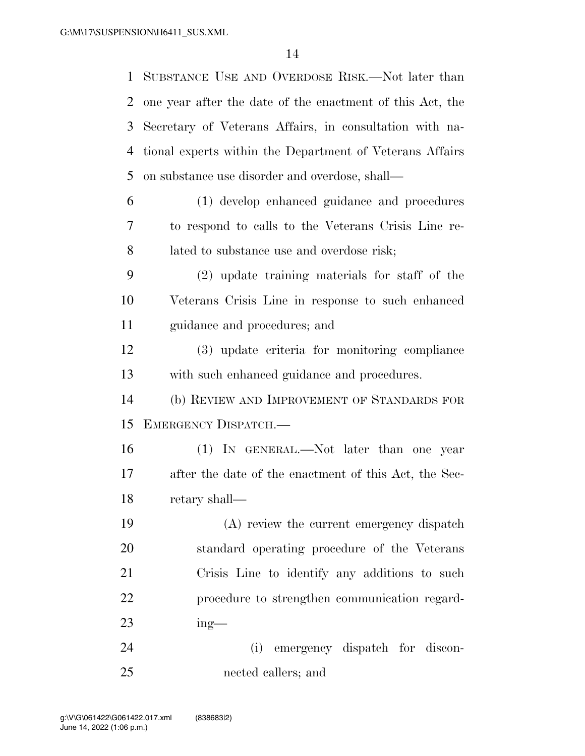SUBSTANCE USE AND OVERDOSE RISK.—Not later than one year after the date of the enactment of this Act, the Secretary of Veterans Affairs, in consultation with national experts within the Department of Veterans Affairs on substance use disorder and overdose, shall—

(1) develop enhanced guidance and procedures to respond to calls to the Veterans Crisis Line related to substance use and overdose risk;

(2) update training materials for staff of the Veterans Crisis Line in response to such enhanced guidance and procedures; and

(3) update criteria for monitoring compliance with such enhanced guidance and procedures.

(b) REVIEW AND IMPROVEMENT OF STANDARDS FOR EMERGENCY DISPATCH.—

(1) IN GENERAL.—Not later than one year after the date of the enactment of this Act, the Secretary shall—

(A) review the current emergency dispatch standard operating procedure of the Veterans Crisis Line to identify any additions to such procedure to strengthen communication regarding—

(i) emergency dispatch for disconnected callers; and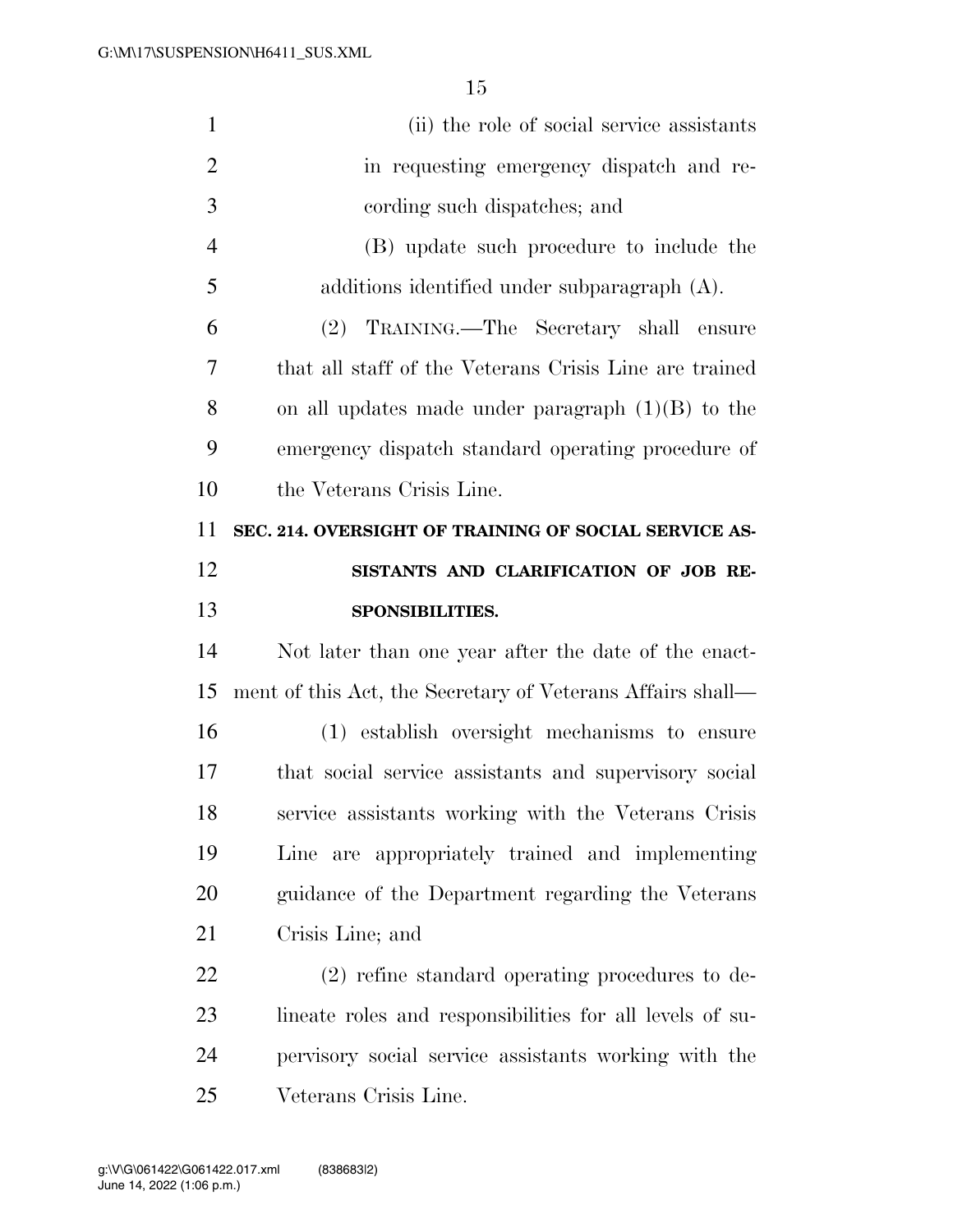(ii) the role of social service assistants in requesting emergency dispatch and recording such dispatches; and

(B) update such procedure to include the additions identified under subparagraph (A).

(2) TRAINING.—The Secretary shall ensure that all staff of the Veterans Crisis Line are trained on all updates made under paragraph (1)(B) to the emergency dispatch standard operating procedure of the Veterans Crisis Line.

**SEC. 214. OVERSIGHT OF TRAINING OF SOCIAL SERVICE ASSISTANTS AND CLARIFICATION OF JOB RESPONSIBILITIES.**

Not later than one year after the date of the enactment of this Act, the Secretary of Veterans Affairs shall—

(1) establish oversight mechanisms to ensure that social service assistants and supervisory social service assistants working with the Veterans Crisis Line are appropriately trained and implementing guidance of the Department regarding the Veterans Crisis Line; and

(2) refine standard operating procedures to delineate roles and responsibilities for all levels of supervisory social service assistants working with the Veterans Crisis Line.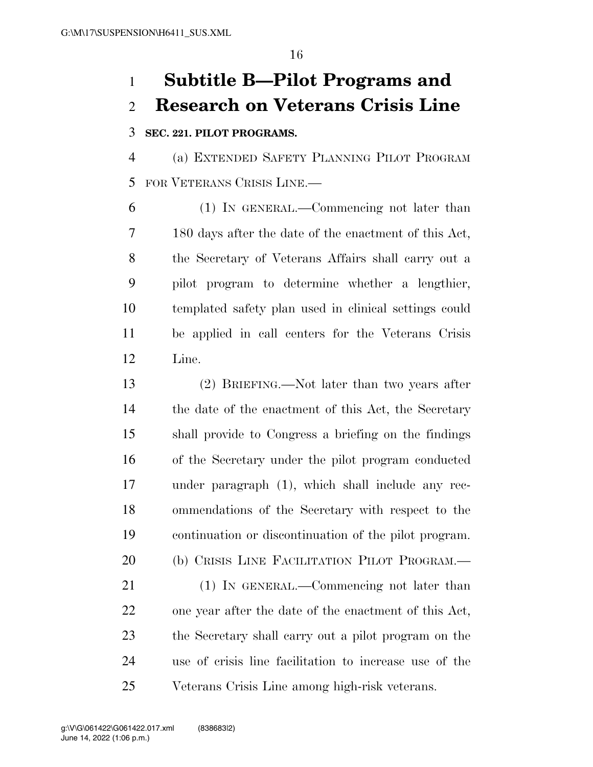# Subtitle B—Pilot Programs and Research on Veterans Crisis Line

### SEC. 221. PILOT PROGRAMS.

(a) EXTENDED SAFETY PLANNING PILOT PROGRAM FOR VETERANS CRISIS LINE.—

(1) IN GENERAL.—Commencing not later than 180 days after the date of the enactment of this Act, the Secretary of Veterans Affairs shall carry out a pilot program to determine whether a lengthier, templated safety plan used in clinical settings could be applied in call centers for the Veterans Crisis Line.

(2) BRIEFING.—Not later than two years after the date of the enactment of this Act, the Secretary shall provide to Congress a briefing on the findings of the Secretary under the pilot program conducted under paragraph (1), which shall include any recommendations of the Secretary with respect to the continuation or discontinuation of the pilot program.

(b) CRISIS LINE FACILITATION PILOT PROGRAM.—

(1) IN GENERAL.—Commencing not later than one year after the date of the enactment of this Act, the Secretary shall carry out a pilot program on the use of crisis line facilitation to increase use of the Veterans Crisis Line among high-risk veterans.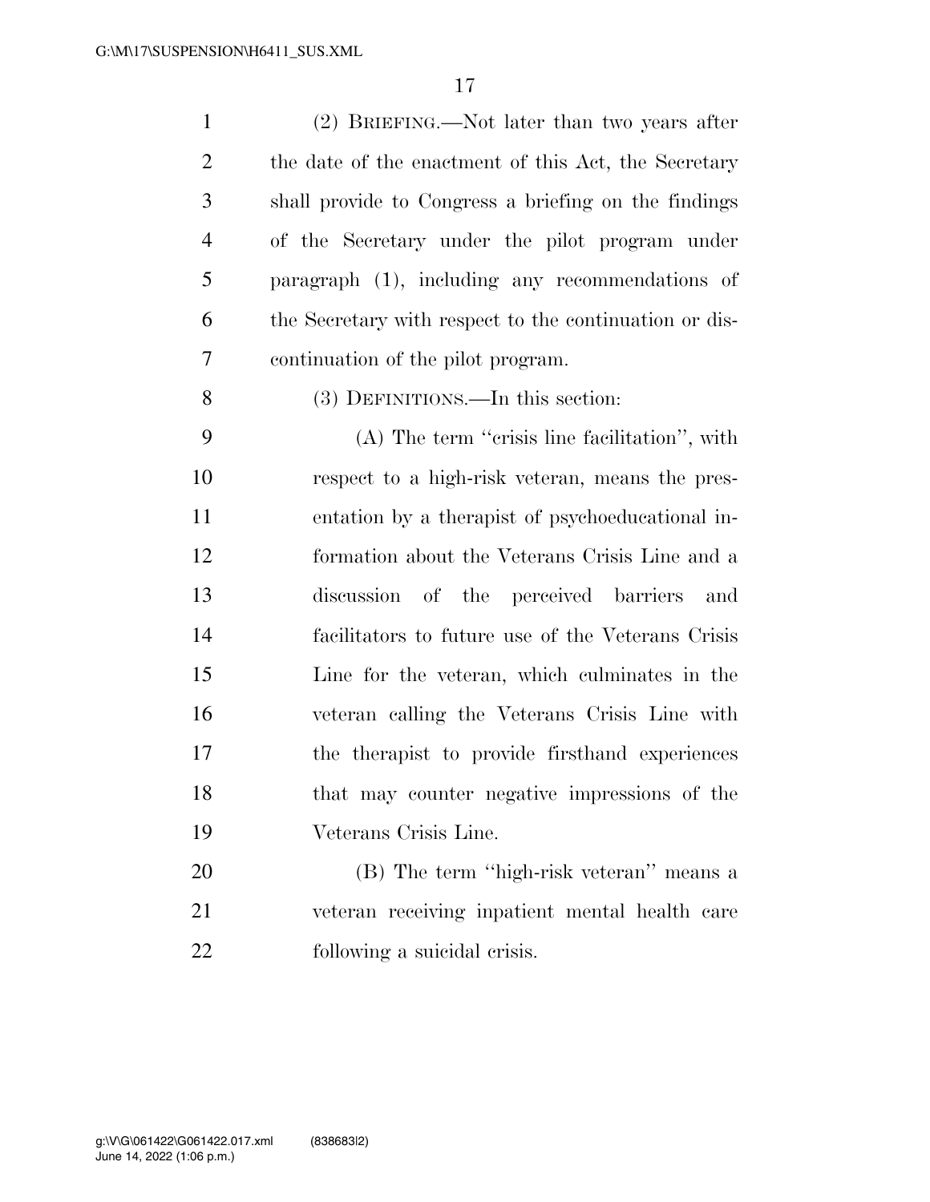(2) BRIEFING.—Not later than two years after the date of the enactment of this Act, the Secretary shall provide to Congress a briefing on the findings of the Secretary under the pilot program under paragraph (1), including any recommendations of the Secretary with respect to the continuation or discontinuation of the pilot program.

(3) DEFINITIONS.—In this section:

(A) The term ''crisis line facilitation'', with respect to a high-risk veteran, means the presentation by a therapist of psychoeducational information about the Veterans Crisis Line and a discussion of the perceived barriers and facilitators to future use of the Veterans Crisis Line for the veteran, which culminates in the veteran calling the Veterans Crisis Line with the therapist to provide firsthand experiences that may counter negative impressions of the Veterans Crisis Line.

(B) The term ''high-risk veteran'' means a veteran receiving inpatient mental health care following a suicidal crisis.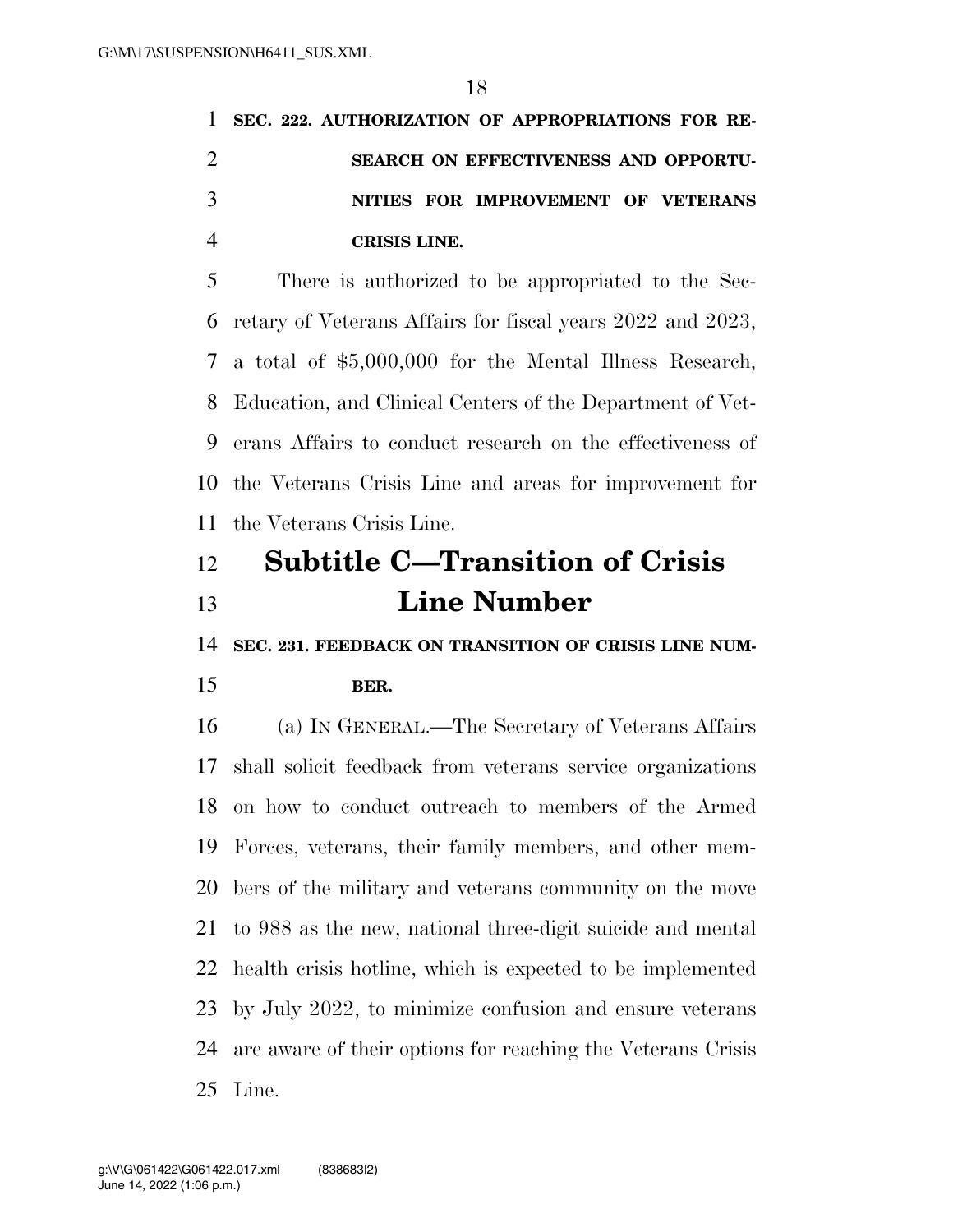**SEC. 222. AUTHORIZATION OF APPROPRIATIONS FOR RESEARCH ON EFFECTIVENESS AND OPPORTUNITIES FOR IMPROVEMENT OF VETERANS CRISIS LINE.**

There is authorized to be appropriated to the Secretary of Veterans Affairs for fiscal years 2022 and 2023, a total of $5,000,000 for the Mental Illness Research, Education, and Clinical Centers of the Department of Veterans Affairs to conduct research on the effectiveness of the Veterans Crisis Line and areas for improvement for the Veterans Crisis Line.

## Subtitle C—Transition of Crisis Line Number

**SEC. 231. FEEDBACK ON TRANSITION OF CRISIS LINE NUMBER.**

(a) IN GENERAL.—The Secretary of Veterans Affairs shall solicit feedback from veterans service organizations on how to conduct outreach to members of the Armed Forces, veterans, their family members, and other members of the military and veterans community on the move to 988 as the new, national three-digit suicide and mental health crisis hotline, which is expected to be implemented by July 2022, to minimize confusion and ensure veterans are aware of their options for reaching the Veterans Crisis Line.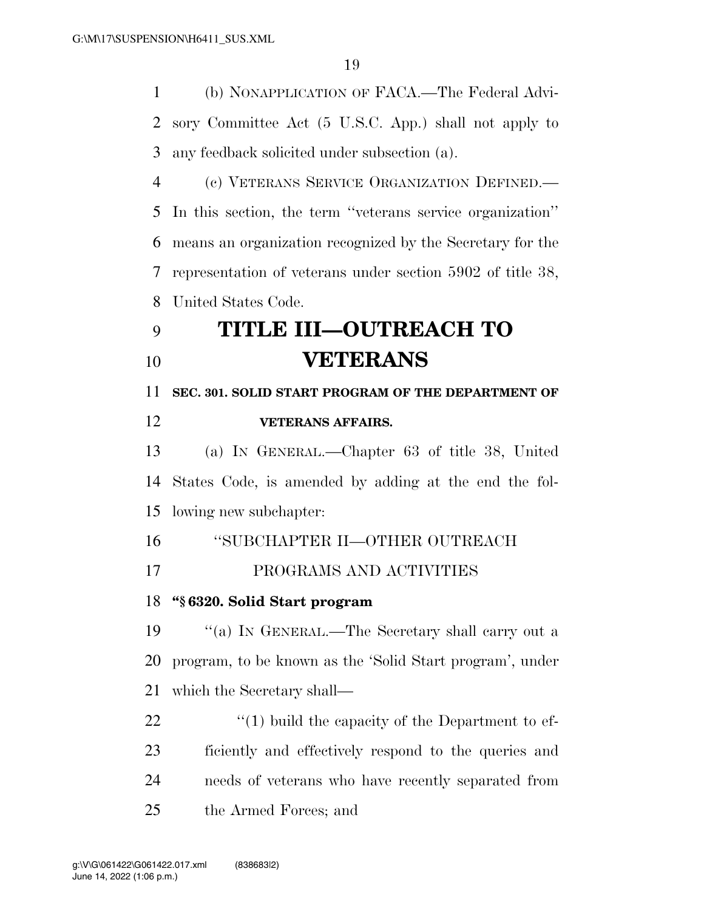(b) NONAPPLICATION OF FACA.—The Federal Advisory Committee Act (5 U.S.C. App.) shall not apply to any feedback solicited under subsection (a).

(c) VETERANS SERVICE ORGANIZATION DEFINED.—In this section, the term ''veterans service organization'' means an organization recognized by the Secretary for the representation of veterans under section 5902 of title 38, United States Code.

# TITLE III—OUTREACH TO VETERANS

## SEC. 301. SOLID START PROGRAM OF THE DEPARTMENT OF VETERANS AFFAIRS.

(a) IN GENERAL.—Chapter 63 of title 38, United States Code, is amended by adding at the end the following new subchapter:

''SUBCHAPTER II—OTHER OUTREACH PROGRAMS AND ACTIVITIES

**''§ 6320. Solid Start program**

''(a) IN GENERAL.—The Secretary shall carry out a program, to be known as the 'Solid Start program', under which the Secretary shall—

''(1) build the capacity of the Department to efficiently and effectively respond to the queries and needs of veterans who have recently separated from the Armed Forces; and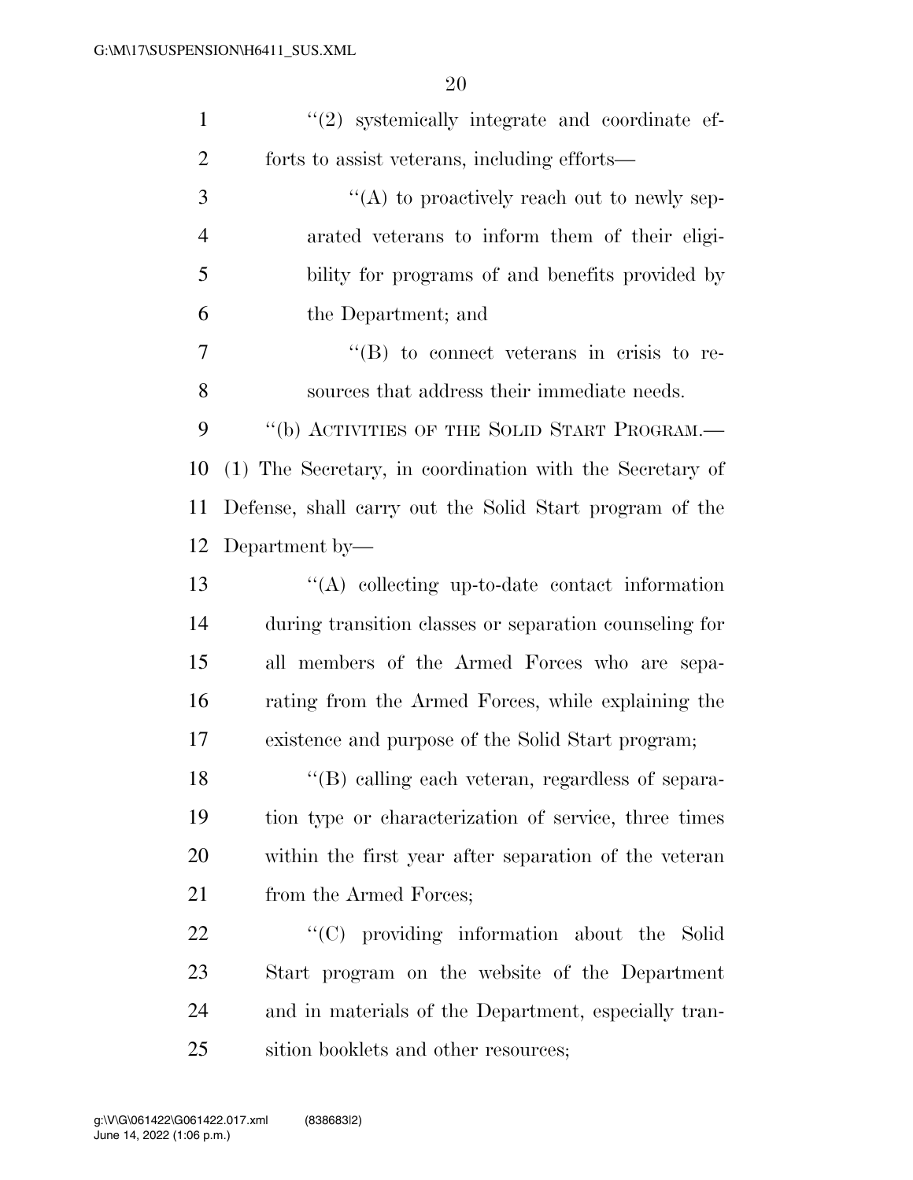"(2) systemically integrate and coordinate efforts to assist veterans, including efforts—

"(A) to proactively reach out to newly separated veterans to inform them of their eligibility for programs of and benefits provided by the Department; and

"(B) to connect veterans in crisis to resources that address their immediate needs.

"(b) ACTIVITIES OF THE SOLID START PROGRAM.— (1) The Secretary, in coordination with the Secretary of Defense, shall carry out the Solid Start program of the Department by—

"(A) collecting up-to-date contact information during transition classes or separation counseling for all members of the Armed Forces who are separating from the Armed Forces, while explaining the existence and purpose of the Solid Start program;

"(B) calling each veteran, regardless of separation type or characterization of service, three times within the first year after separation of the veteran from the Armed Forces;

"(C) providing information about the Solid Start program on the website of the Department and in materials of the Department, especially transition booklets and other resources;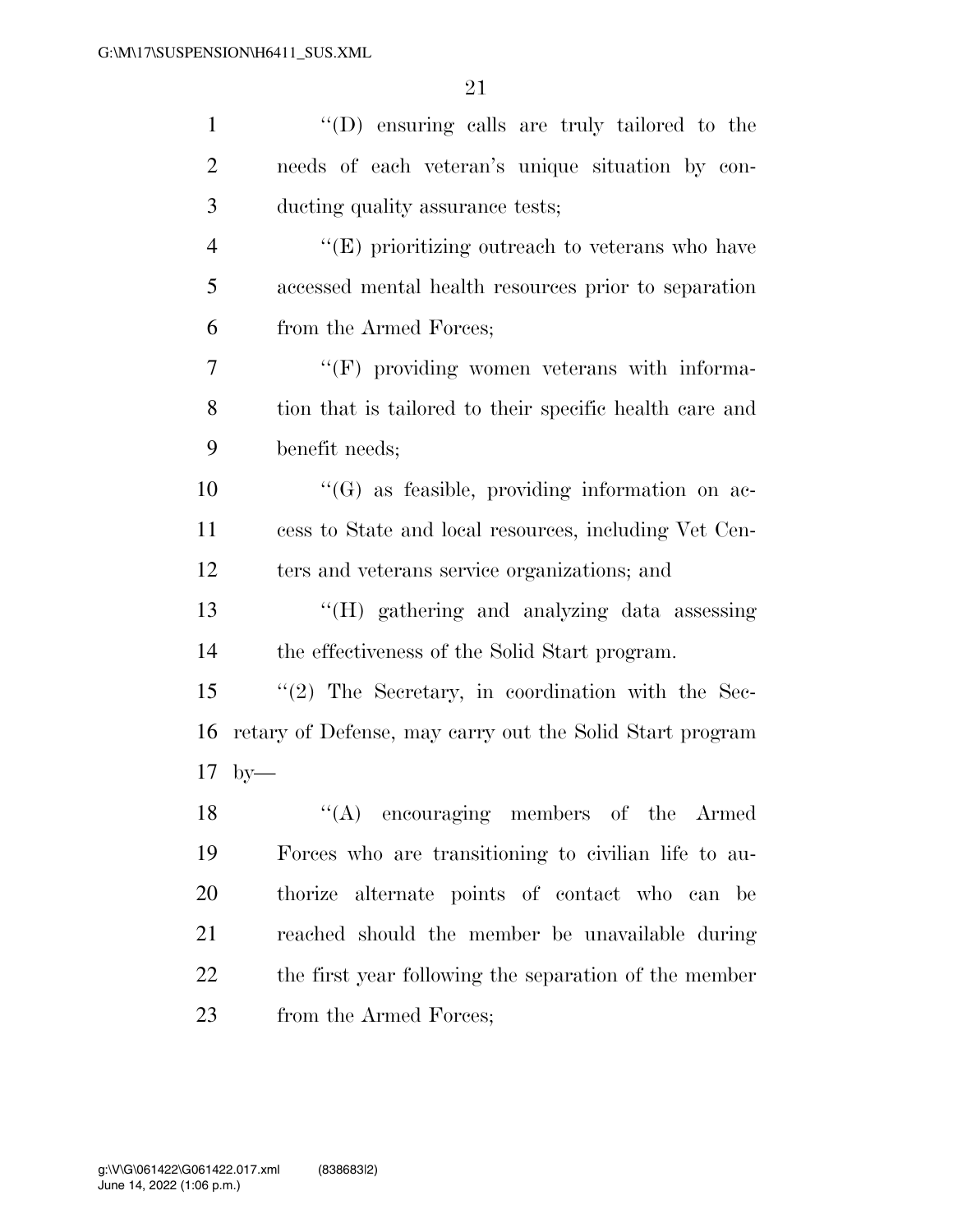''(D) ensuring calls are truly tailored to the needs of each veteran's unique situation by conducting quality assurance tests;

''(E) prioritizing outreach to veterans who have accessed mental health resources prior to separation from the Armed Forces;

''(F) providing women veterans with information that is tailored to their specific health care and benefit needs;

''(G) as feasible, providing information on access to State and local resources, including Vet Centers and veterans service organizations; and

''(H) gathering and analyzing data assessing the effectiveness of the Solid Start program.

''(2) The Secretary, in coordination with the Secretary of Defense, may carry out the Solid Start program by—

''(A) encouraging members of the Armed Forces who are transitioning to civilian life to authorize alternate points of contact who can be reached should the member be unavailable during the first year following the separation of the member from the Armed Forces;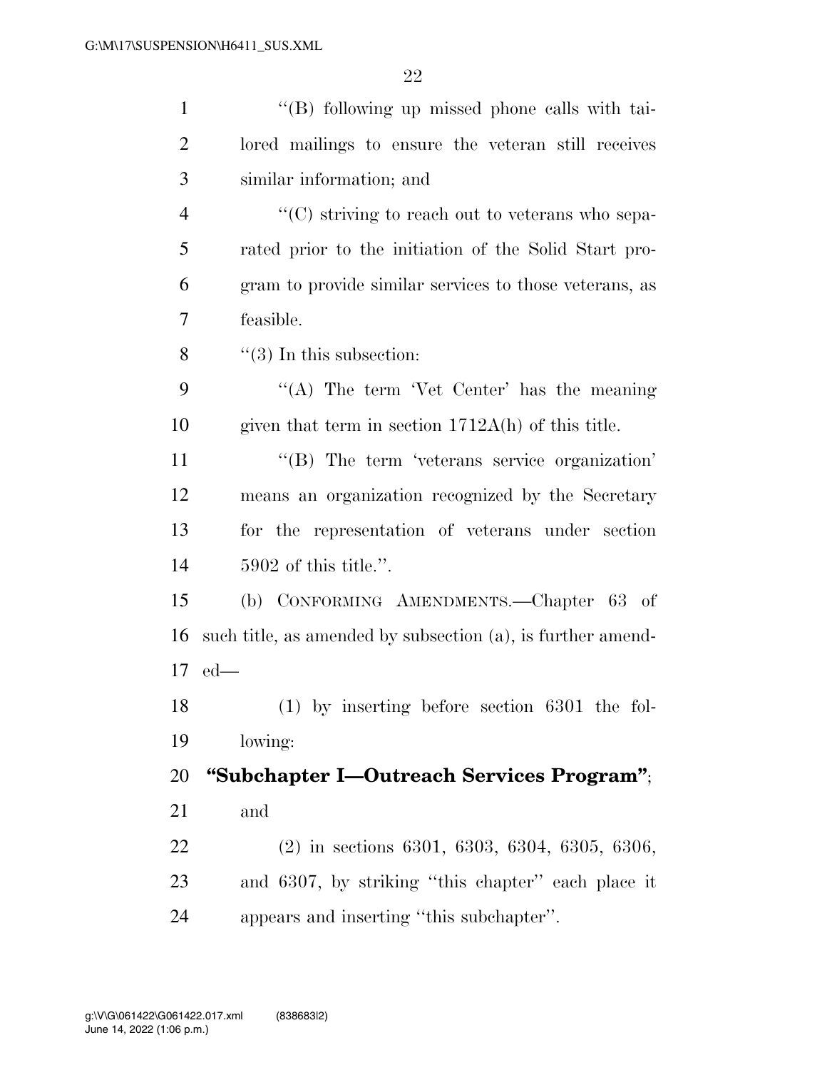''(B) following up missed phone calls with tailored mailings to ensure the veteran still receives similar information; and

''(C) striving to reach out to veterans who separated prior to the initiation of the Solid Start program to provide similar services to those veterans, as feasible.

''(3) In this subsection:

''(A) The term 'Vet Center' has the meaning given that term in section 1712A(h) of this title.

''(B) The term 'veterans service organization' means an organization recognized by the Secretary for the representation of veterans under section 5902 of this title.''.

(b) CONFORMING AMENDMENTS.—Chapter 63 of such title, as amended by subsection (a), is further amended—

(1) by inserting before section 6301 the following:

**''Subchapter I—Outreach Services Program''**; and

(2) in sections 6301, 6303, 6304, 6305, 6306, and 6307, by striking ''this chapter'' each place it appears and inserting ''this subchapter''.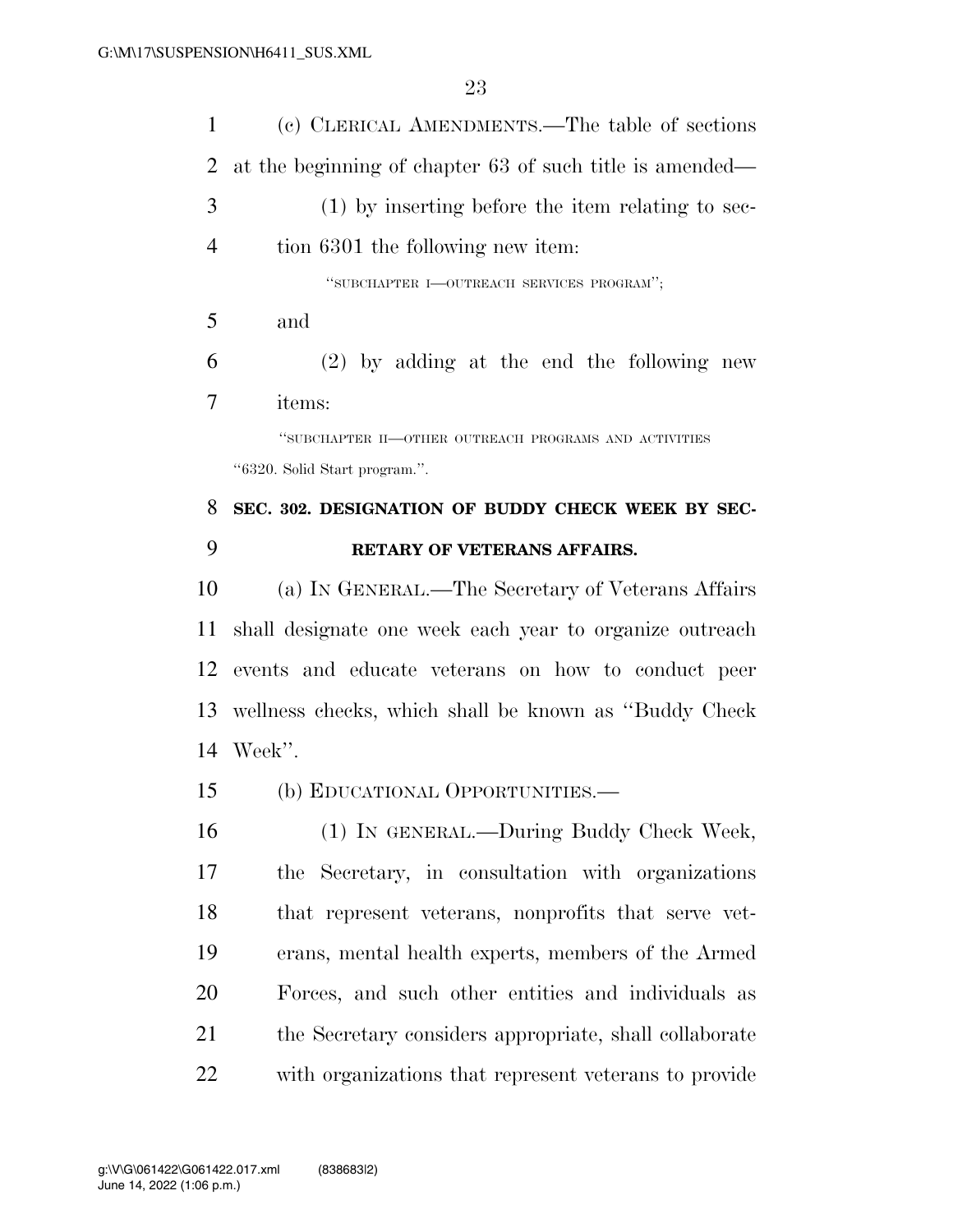(c) CLERICAL AMENDMENTS.—The table of sections at the beginning of chapter 63 of such title is amended—

(1) by inserting before the item relating to section 6301 the following new item:

"SUBCHAPTER I—OUTREACH SERVICES PROGRAM";

and

(2) by adding at the end the following new items:

"SUBCHAPTER II—OTHER OUTREACH PROGRAMS AND ACTIVITIES

"6320. Solid Start program.".

**SEC. 302. DESIGNATION OF BUDDY CHECK WEEK BY SECRETARY OF VETERANS AFFAIRS.**

(a) IN GENERAL.—The Secretary of Veterans Affairs shall designate one week each year to organize outreach events and educate veterans on how to conduct peer wellness checks, which shall be known as "Buddy Check Week".

(b) EDUCATIONAL OPPORTUNITIES.—

(1) IN GENERAL.—During Buddy Check Week, the Secretary, in consultation with organizations that represent veterans, nonprofits that serve veterans, mental health experts, members of the Armed Forces, and such other entities and individuals as the Secretary considers appropriate, shall collaborate with organizations that represent veterans to provide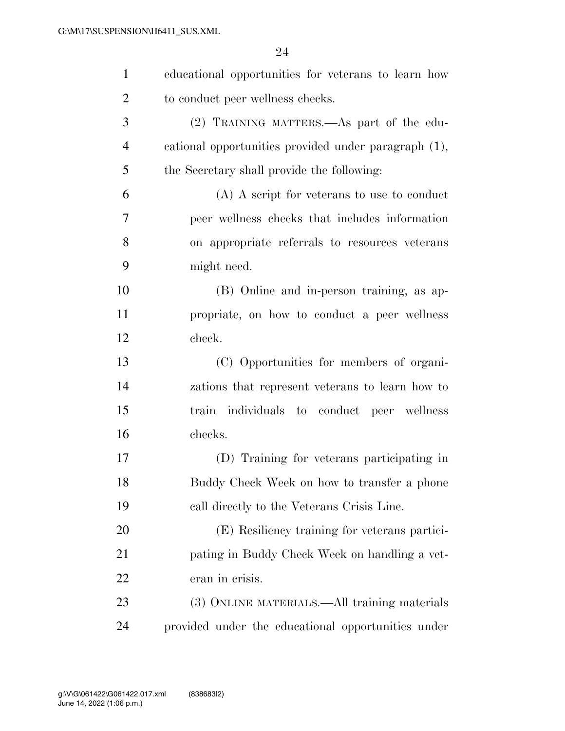educational opportunities for veterans to learn how to conduct peer wellness checks.

(2) TRAINING MATTERS.—As part of the educational opportunities provided under paragraph (1), the Secretary shall provide the following:

(A) A script for veterans to use to conduct peer wellness checks that includes information on appropriate referrals to resources veterans might need.

(B) Online and in-person training, as appropriate, on how to conduct a peer wellness check.

(C) Opportunities for members of organizations that represent veterans to learn how to train individuals to conduct peer wellness checks.

(D) Training for veterans participating in Buddy Check Week on how to transfer a phone call directly to the Veterans Crisis Line.

(E) Resiliency training for veterans participating in Buddy Check Week on handling a veteran in crisis.

(3) ONLINE MATERIALS.—All training materials provided under the educational opportunities under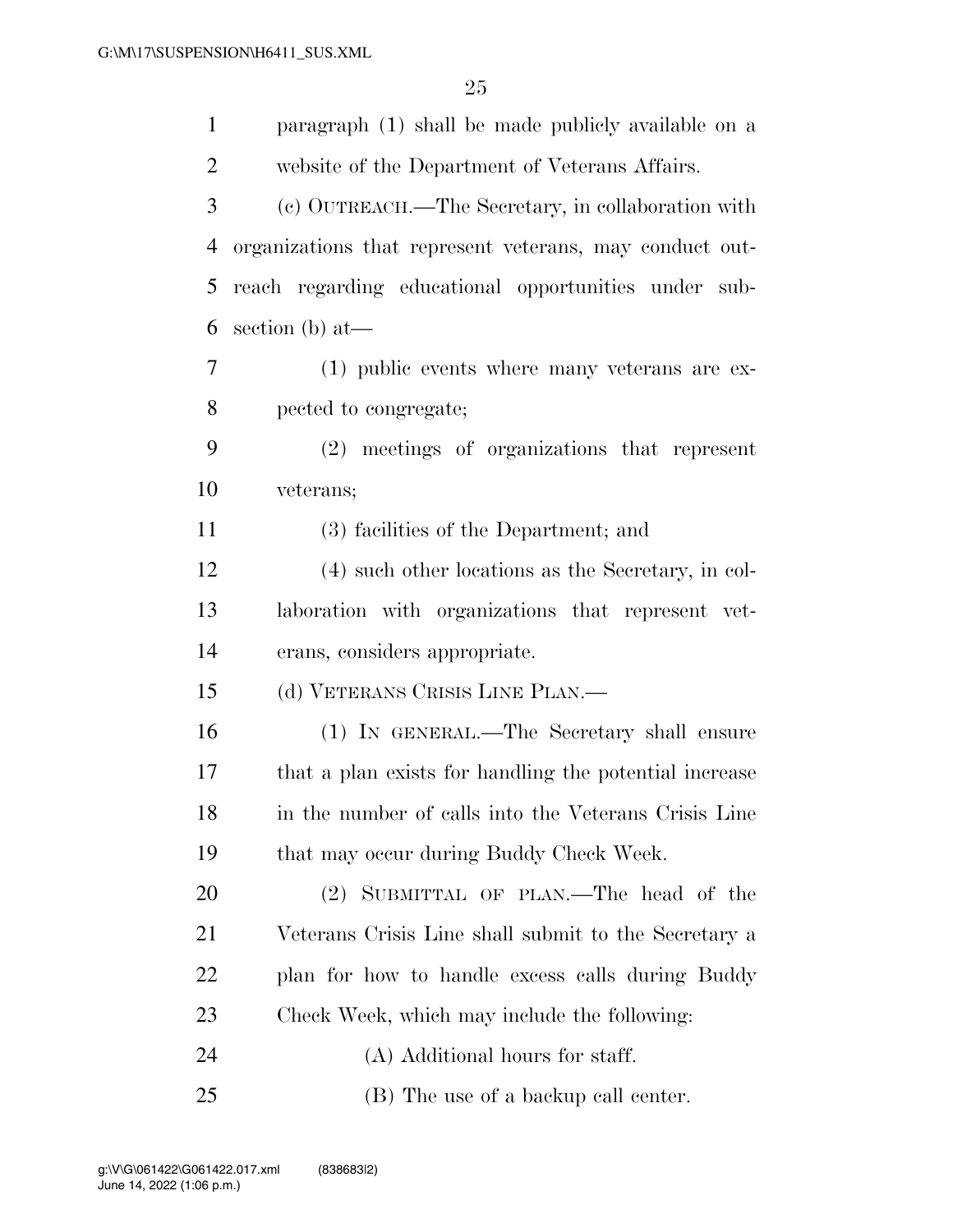paragraph (1) shall be made publicly available on a website of the Department of Veterans Affairs.

(c) OUTREACH.—The Secretary, in collaboration with organizations that represent veterans, may conduct outreach regarding educational opportunities under subsection (b) at—

(1) public events where many veterans are expected to congregate;

(2) meetings of organizations that represent veterans;

(3) facilities of the Department; and

(4) such other locations as the Secretary, in collaboration with organizations that represent veterans, considers appropriate.

(d) VETERANS CRISIS LINE PLAN.—

(1) IN GENERAL.—The Secretary shall ensure that a plan exists for handling the potential increase in the number of calls into the Veterans Crisis Line that may occur during Buddy Check Week.

(2) SUBMITTAL OF PLAN.—The head of the Veterans Crisis Line shall submit to the Secretary a plan for how to handle excess calls during Buddy Check Week, which may include the following:

(A) Additional hours for staff.

(B) The use of a backup call center.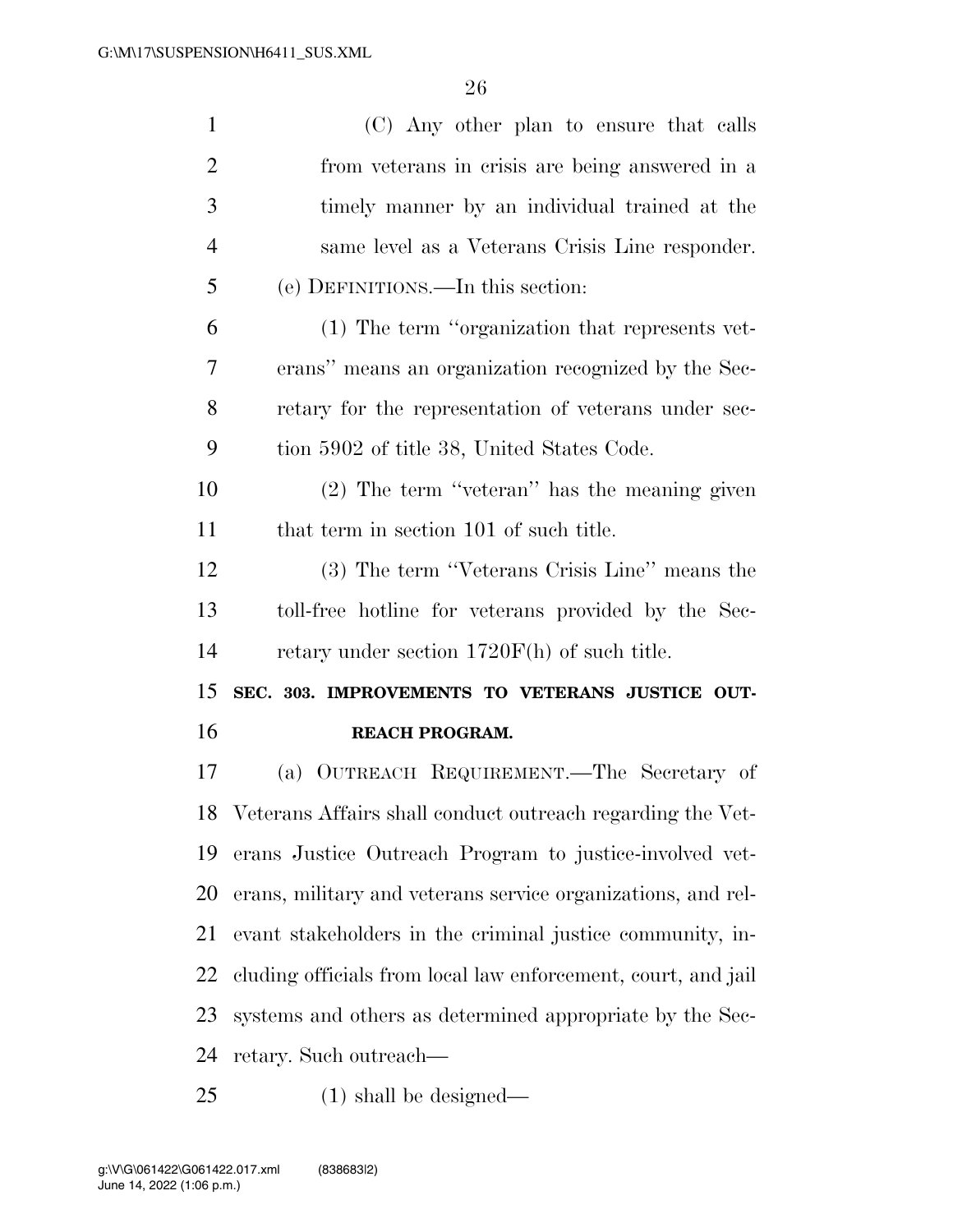(C) Any other plan to ensure that calls from veterans in crisis are being answered in a timely manner by an individual trained at the same level as a Veterans Crisis Line responder.

(e) DEFINITIONS.—In this section:

(1) The term ''organization that represents veterans'' means an organization recognized by the Secretary for the representation of veterans under section 5902 of title 38, United States Code.

(2) The term ''veteran'' has the meaning given that term in section 101 of such title.

(3) The term ''Veterans Crisis Line'' means the toll-free hotline for veterans provided by the Secretary under section 1720F(h) of such title.

**SEC. 303. IMPROVEMENTS TO VETERANS JUSTICE OUTREACH PROGRAM.**

(a) OUTREACH REQUIREMENT.—The Secretary of Veterans Affairs shall conduct outreach regarding the Veterans Justice Outreach Program to justice-involved veterans, military and veterans service organizations, and relevant stakeholders in the criminal justice community, including officials from local law enforcement, court, and jail systems and others as determined appropriate by the Secretary. Such outreach—

(1) shall be designed—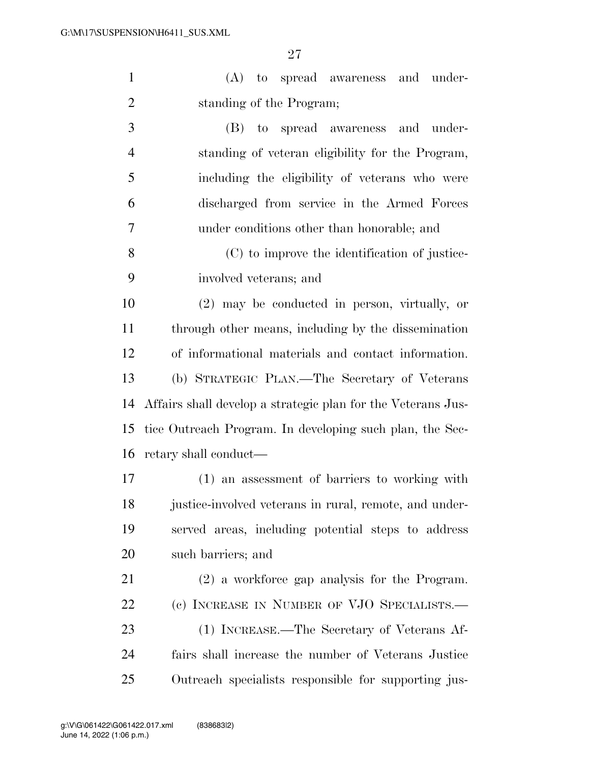(A) to spread awareness and understanding of the Program;

(B) to spread awareness and understanding of veteran eligibility for the Program, including the eligibility of veterans who were discharged from service in the Armed Forces under conditions other than honorable; and

(C) to improve the identification of justice-involved veterans; and

(2) may be conducted in person, virtually, or through other means, including by the dissemination of informational materials and contact information.

(b) STRATEGIC PLAN.—The Secretary of Veterans Affairs shall develop a strategic plan for the Veterans Justice Outreach Program. In developing such plan, the Secretary shall conduct—

(1) an assessment of barriers to working with justice-involved veterans in rural, remote, and underserved areas, including potential steps to address such barriers; and

(2) a workforce gap analysis for the Program.

(c) INCREASE IN NUMBER OF VJO SPECIALISTS.—

(1) INCREASE.—The Secretary of Veterans Affairs shall increase the number of Veterans Justice Outreach specialists responsible for supporting jus-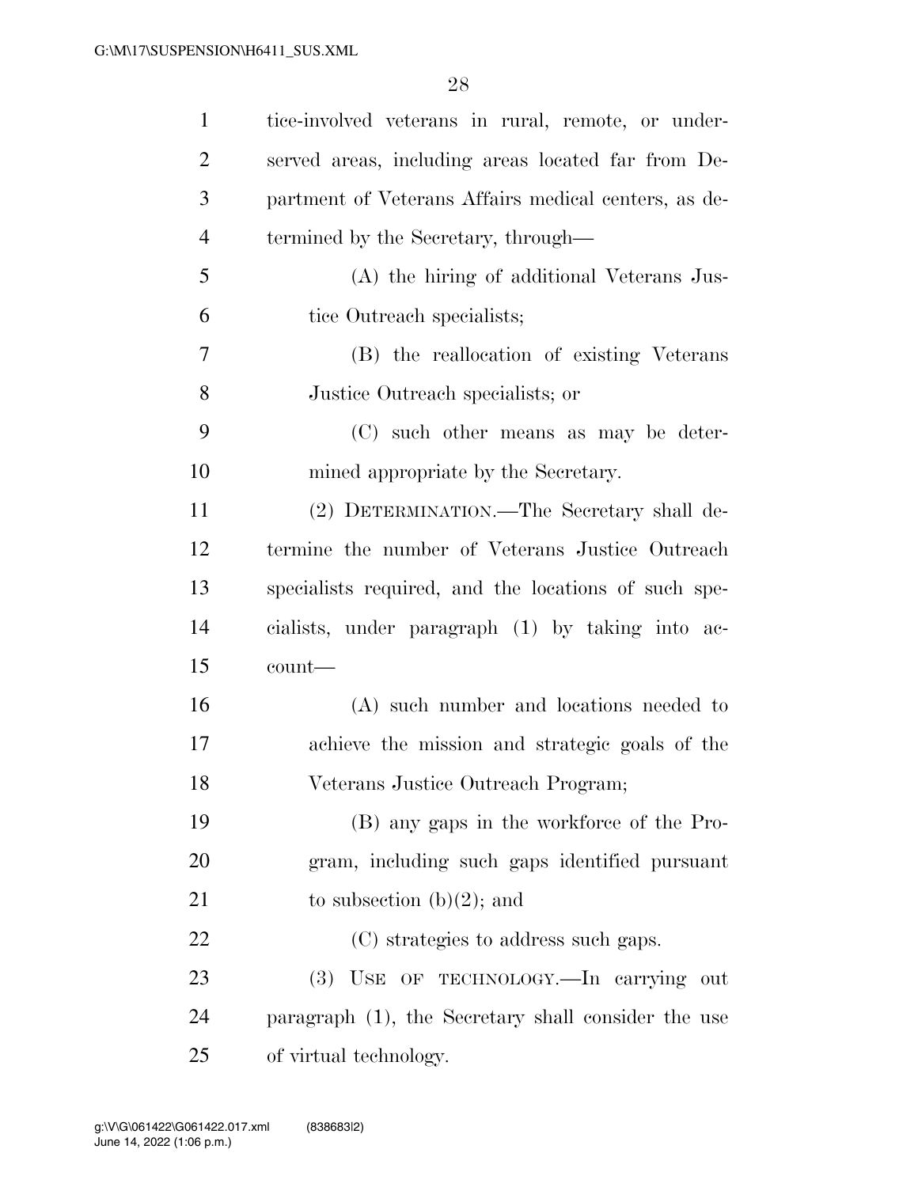tice-involved veterans in rural, remote, or underserved areas, including areas located far from Department of Veterans Affairs medical centers, as determined by the Secretary, through—

(A) the hiring of additional Veterans Justice Outreach specialists;

(B) the reallocation of existing Veterans Justice Outreach specialists; or

(C) such other means as may be determined appropriate by the Secretary.

(2) DETERMINATION.—The Secretary shall determine the number of Veterans Justice Outreach specialists required, and the locations of such specialists, under paragraph (1) by taking into account—

(A) such number and locations needed to achieve the mission and strategic goals of the Veterans Justice Outreach Program;

(B) any gaps in the workforce of the Program, including such gaps identified pursuant to subsection (b)(2); and

(C) strategies to address such gaps.

(3) USE OF TECHNOLOGY.—In carrying out paragraph (1), the Secretary shall consider the use of virtual technology.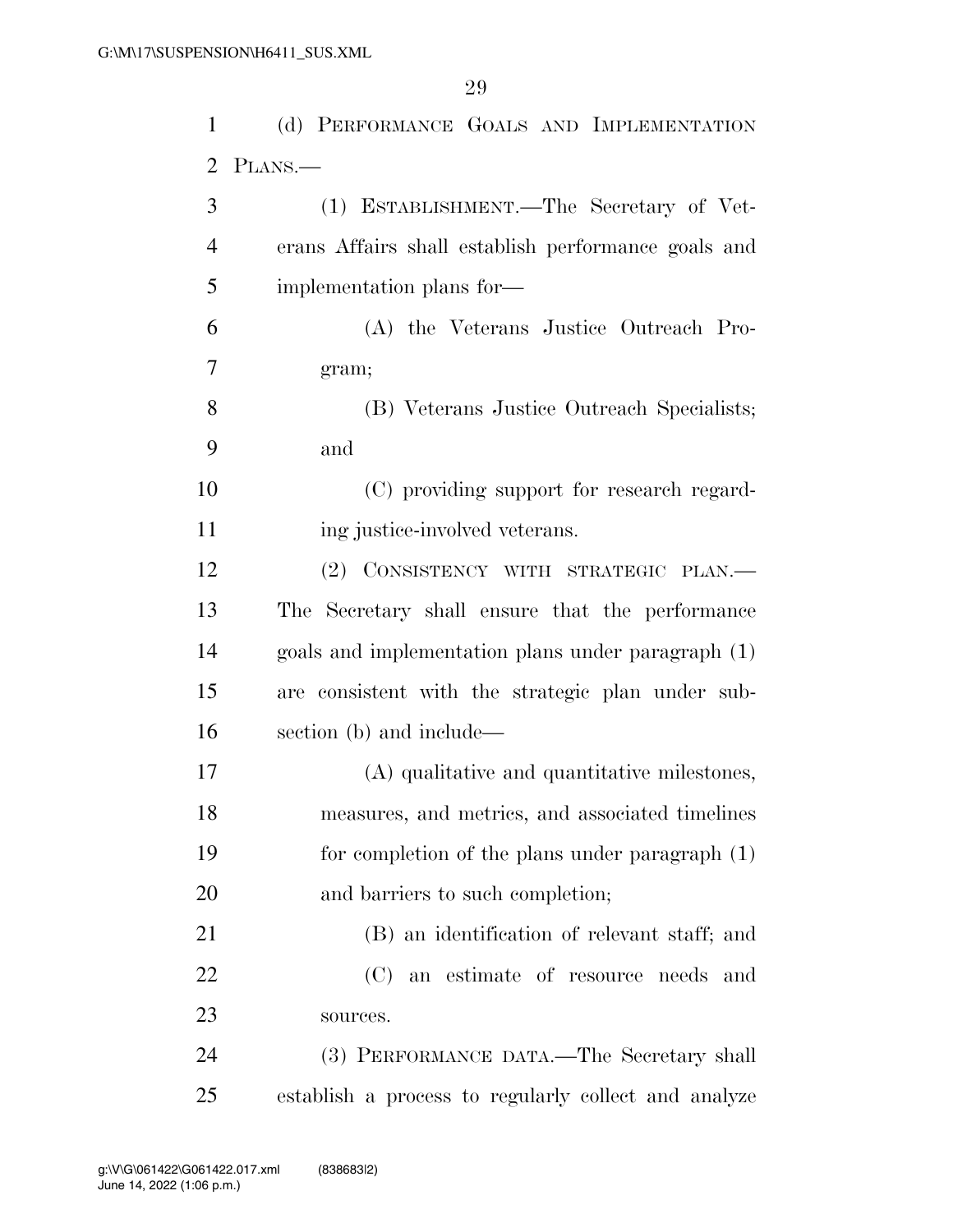(d) PERFORMANCE GOALS AND IMPLEMENTATION PLANS.—

(1) ESTABLISHMENT.—The Secretary of Veterans Affairs shall establish performance goals and implementation plans for—

(A) the Veterans Justice Outreach Program;

(B) Veterans Justice Outreach Specialists; and

(C) providing support for research regarding justice-involved veterans.

(2) CONSISTENCY WITH STRATEGIC PLAN.—The Secretary shall ensure that the performance goals and implementation plans under paragraph (1) are consistent with the strategic plan under subsection (b) and include—

(A) qualitative and quantitative milestones, measures, and metrics, and associated timelines for completion of the plans under paragraph (1) and barriers to such completion;

(B) an identification of relevant staff; and

(C) an estimate of resource needs and sources.

(3) PERFORMANCE DATA.—The Secretary shall establish a process to regularly collect and analyze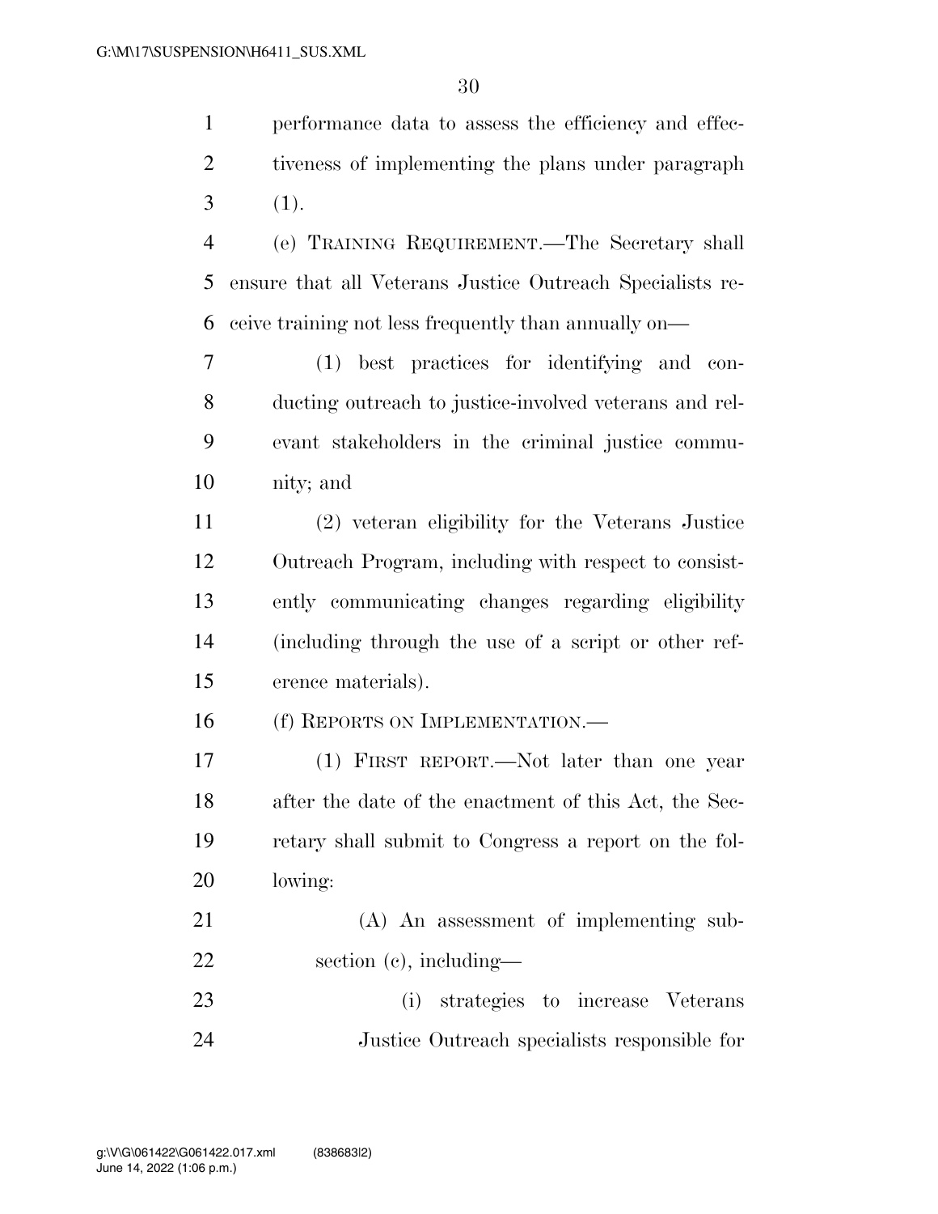performance data to assess the efficiency and effectiveness of implementing the plans under paragraph (1).

(e) TRAINING REQUIREMENT.—The Secretary shall ensure that all Veterans Justice Outreach Specialists receive training not less frequently than annually on—

(1) best practices for identifying and conducting outreach to justice-involved veterans and relevant stakeholders in the criminal justice community; and

(2) veteran eligibility for the Veterans Justice Outreach Program, including with respect to consistently communicating changes regarding eligibility (including through the use of a script or other reference materials).

(f) REPORTS ON IMPLEMENTATION.—

(1) FIRST REPORT.—Not later than one year after the date of the enactment of this Act, the Secretary shall submit to Congress a report on the following:

(A) An assessment of implementing subsection (c), including—

(i) strategies to increase Veterans Justice Outreach specialists responsible for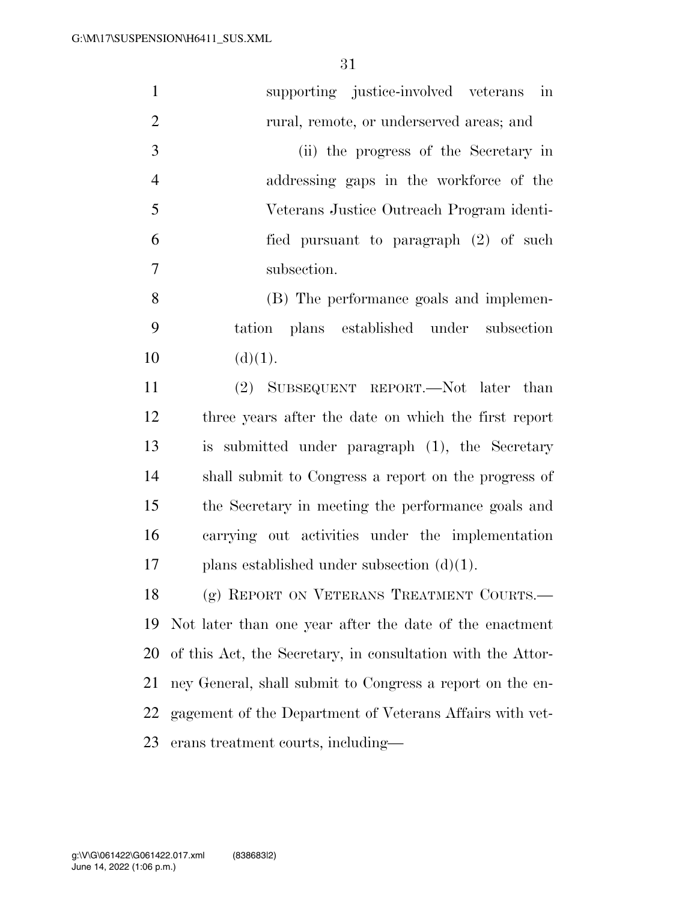supporting justice-involved veterans in rural, remote, or underserved areas; and

(ii) the progress of the Secretary in addressing gaps in the workforce of the Veterans Justice Outreach Program identified pursuant to paragraph (2) of such subsection.

(B) The performance goals and implementation plans established under subsection (d)(1).

(2) SUBSEQUENT REPORT.—Not later than three years after the date on which the first report is submitted under paragraph (1), the Secretary shall submit to Congress a report on the progress of the Secretary in meeting the performance goals and carrying out activities under the implementation plans established under subsection (d)(1).

(g) REPORT ON VETERANS TREATMENT COURTS.—Not later than one year after the date of the enactment of this Act, the Secretary, in consultation with the Attorney General, shall submit to Congress a report on the engagement of the Department of Veterans Affairs with veterans treatment courts, including—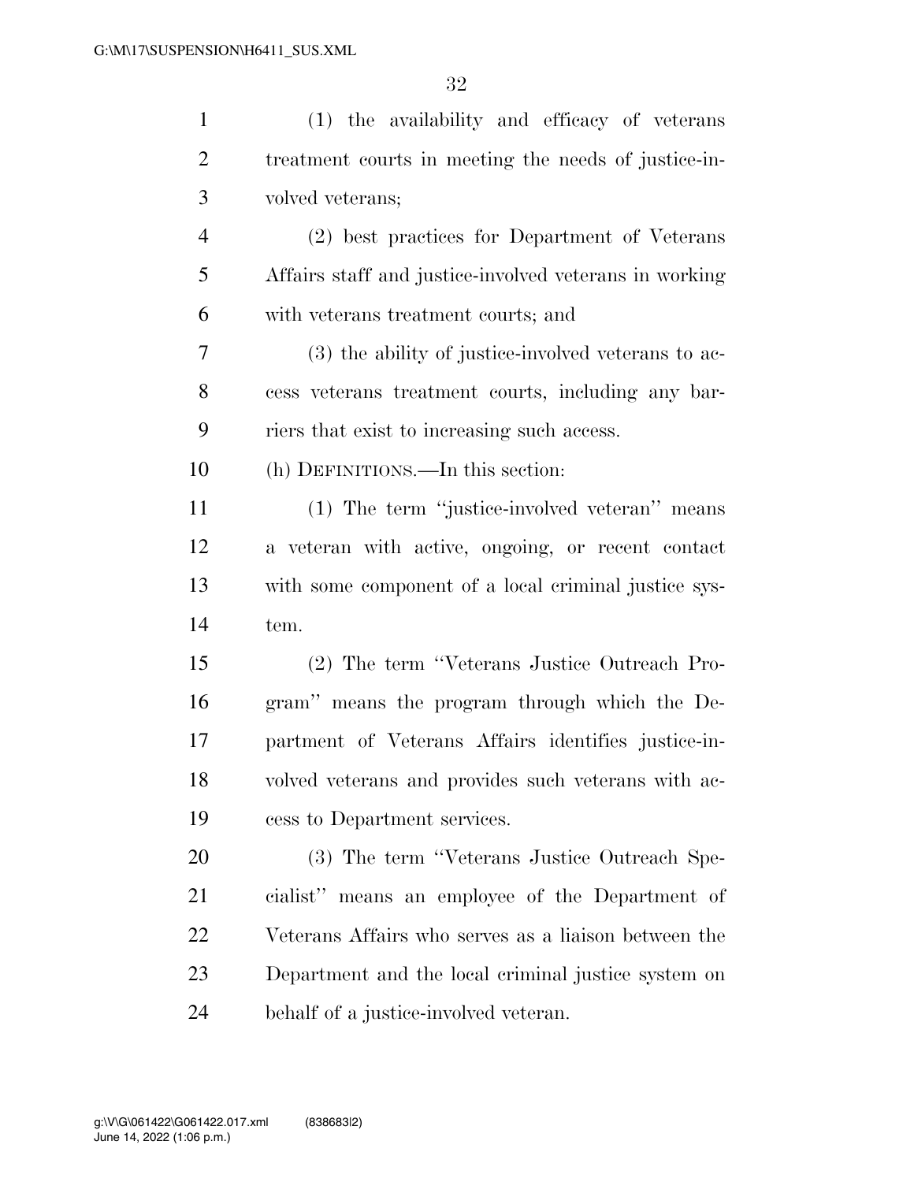(1) the availability and efficacy of veterans treatment courts in meeting the needs of justice-involved veterans;

(2) best practices for Department of Veterans Affairs staff and justice-involved veterans in working with veterans treatment courts; and

(3) the ability of justice-involved veterans to access veterans treatment courts, including any barriers that exist to increasing such access.

(h) DEFINITIONS.—In this section:

(1) The term ''justice-involved veteran'' means a veteran with active, ongoing, or recent contact with some component of a local criminal justice system.

(2) The term ''Veterans Justice Outreach Program'' means the program through which the Department of Veterans Affairs identifies justice-involved veterans and provides such veterans with access to Department services.

(3) The term ''Veterans Justice Outreach Specialist'' means an employee of the Department of Veterans Affairs who serves as a liaison between the Department and the local criminal justice system on behalf of a justice-involved veteran.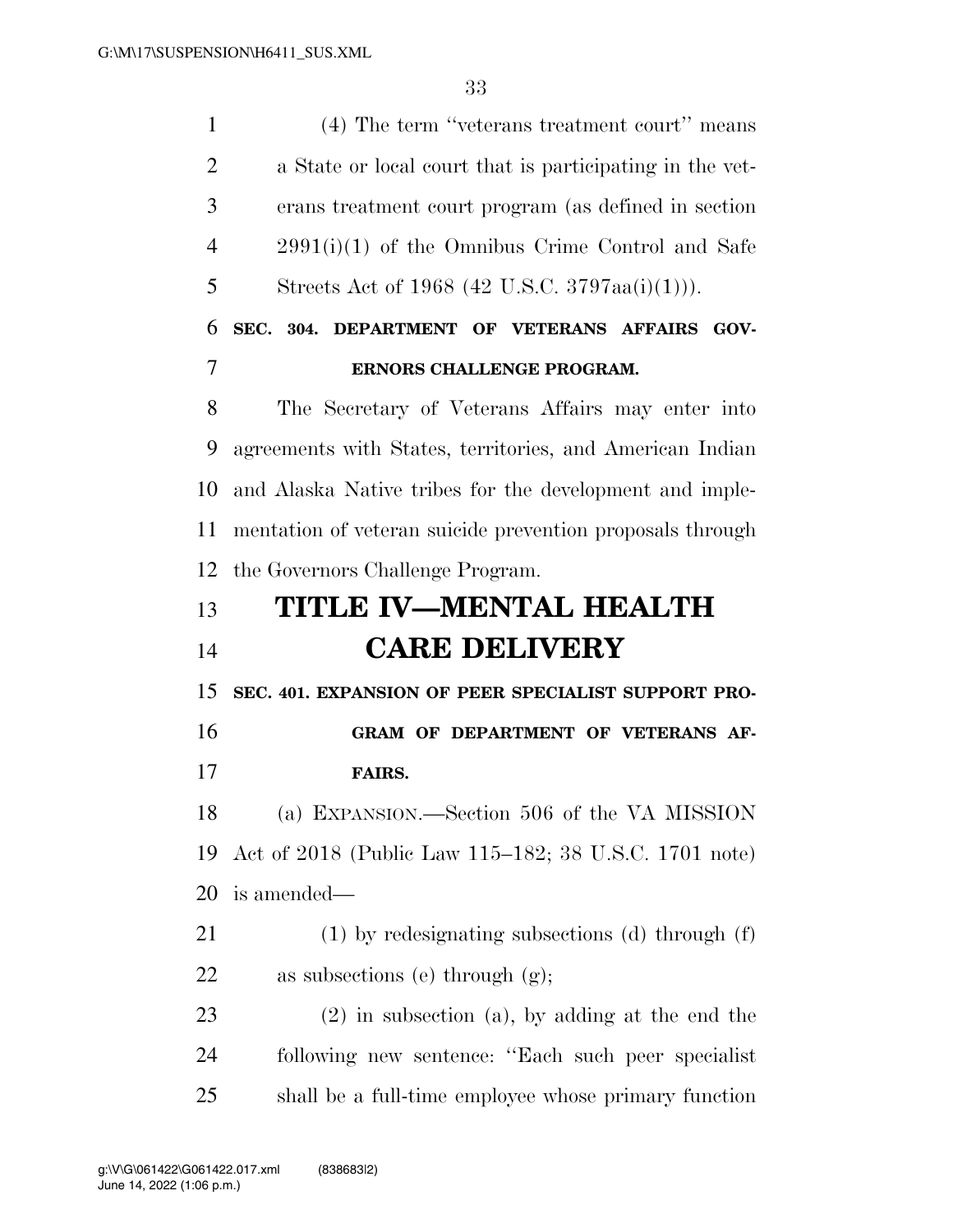(4) The term "veterans treatment court" means a State or local court that is participating in the veterans treatment court program (as defined in section 2991(i)(1) of the Omnibus Crime Control and Safe Streets Act of 1968 (42 U.S.C. 3797aa(i)(1))).

**SEC. 304. DEPARTMENT OF VETERANS AFFAIRS GOVERNORS CHALLENGE PROGRAM.**

The Secretary of Veterans Affairs may enter into agreements with States, territories, and American Indian and Alaska Native tribes for the development and implementation of veteran suicide prevention proposals through the Governors Challenge Program.

# TITLE IV—MENTAL HEALTH CARE DELIVERY

**SEC. 401. EXPANSION OF PEER SPECIALIST SUPPORT PROGRAM OF DEPARTMENT OF VETERANS AFFAIRS.**

(a) EXPANSION.—Section 506 of the VA MISSION Act of 2018 (Public Law 115–182; 38 U.S.C. 1701 note) is amended—

(1) by redesignating subsections (d) through (f) as subsections (e) through (g);

(2) in subsection (a), by adding at the end the following new sentence: "Each such peer specialist shall be a full-time employee whose primary function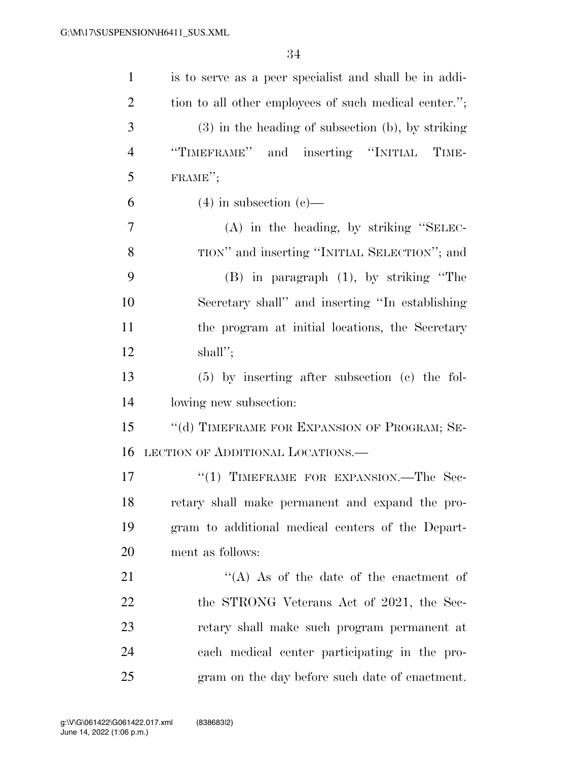is to serve as a peer specialist and shall be in addition to all other employees of such medical center.'';

(3) in the heading of subsection (b), by striking ''TIMEFRAME'' and inserting ''INITIAL TIMEFRAME'';

(4) in subsection (c)—

(A) in the heading, by striking ''SELECTION'' and inserting ''INITIAL SELECTION''; and

(B) in paragraph (1), by striking ''The Secretary shall'' and inserting ''In establishing the program at initial locations, the Secretary shall'';

(5) by inserting after subsection (c) the following new subsection:

''(d) TIMEFRAME FOR EXPANSION OF PROGRAM; SELECTION OF ADDITIONAL LOCATIONS.—

''(1) TIMEFRAME FOR EXPANSION.—The Secretary shall make permanent and expand the program to additional medical centers of the Department as follows:

''(A) As of the date of the enactment of the STRONG Veterans Act of 2021, the Secretary shall make such program permanent at each medical center participating in the program on the day before such date of enactment.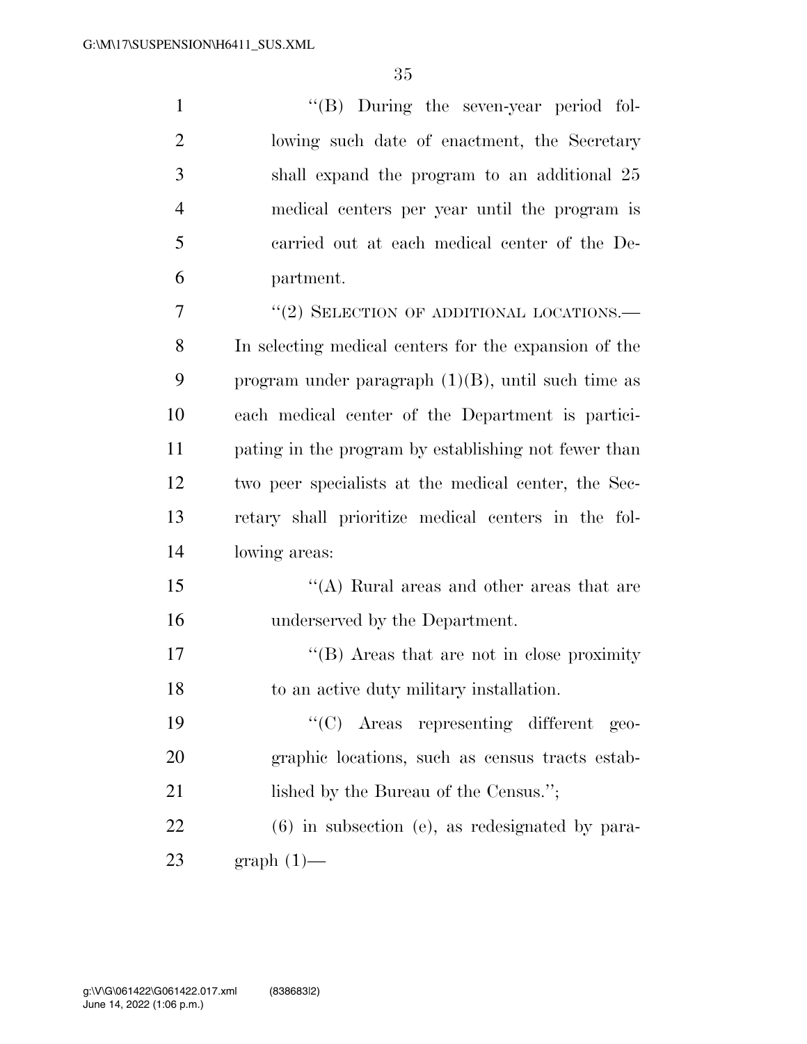"(B) During the seven-year period following such date of enactment, the Secretary shall expand the program to an additional 25 medical centers per year until the program is carried out at each medical center of the Department.

"(2) SELECTION OF ADDITIONAL LOCATIONS.—In selecting medical centers for the expansion of the program under paragraph (1)(B), until such time as each medical center of the Department is participating in the program by establishing not fewer than two peer specialists at the medical center, the Secretary shall prioritize medical centers in the following areas:

"(A) Rural areas and other areas that are underserved by the Department.

"(B) Areas that are not in close proximity to an active duty military installation.

"(C) Areas representing different geographic locations, such as census tracts established by the Bureau of the Census.";

(6) in subsection (e), as redesignated by paragraph (1)—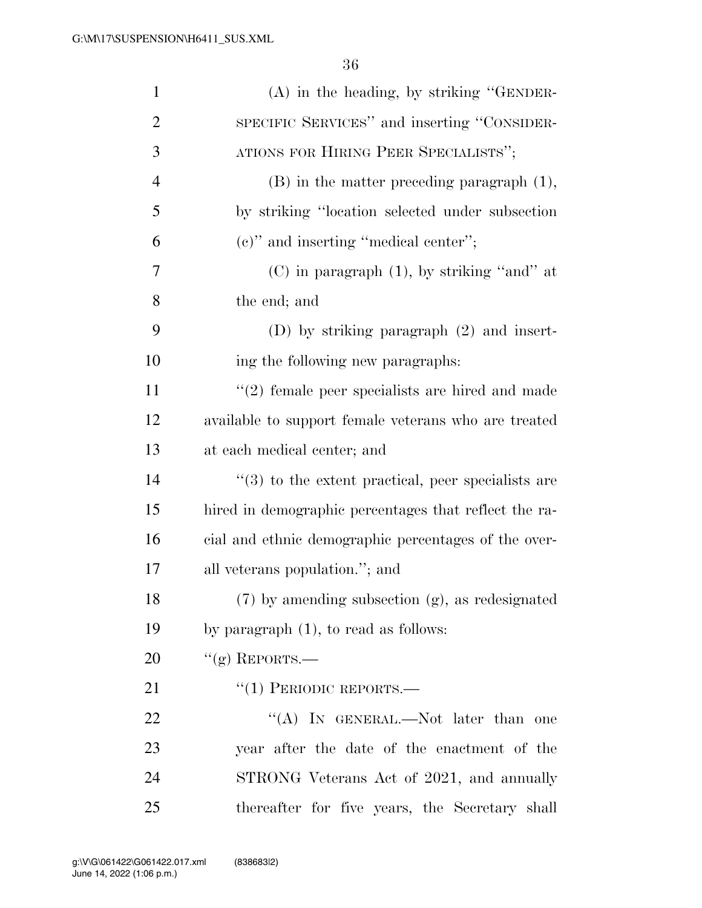(A) in the heading, by striking "GENDER-SPECIFIC SERVICES" and inserting "CONSIDERATIONS FOR HIRING PEER SPECIALISTS";

(B) in the matter preceding paragraph (1), by striking "location selected under subsection (c)" and inserting "medical center";

(C) in paragraph (1), by striking "and" at the end; and

(D) by striking paragraph (2) and inserting the following new paragraphs:

"(2) female peer specialists are hired and made available to support female veterans who are treated at each medical center; and

"(3) to the extent practical, peer specialists are hired in demographic percentages that reflect the racial and ethnic demographic percentages of the overall veterans population."; and

(7) by amending subsection (g), as redesignated by paragraph (1), to read as follows:

"(g) REPORTS.—

"(1) PERIODIC REPORTS.—

"(A) IN GENERAL.—Not later than one year after the date of the enactment of the STRONG Veterans Act of 2021, and annually thereafter for five years, the Secretary shall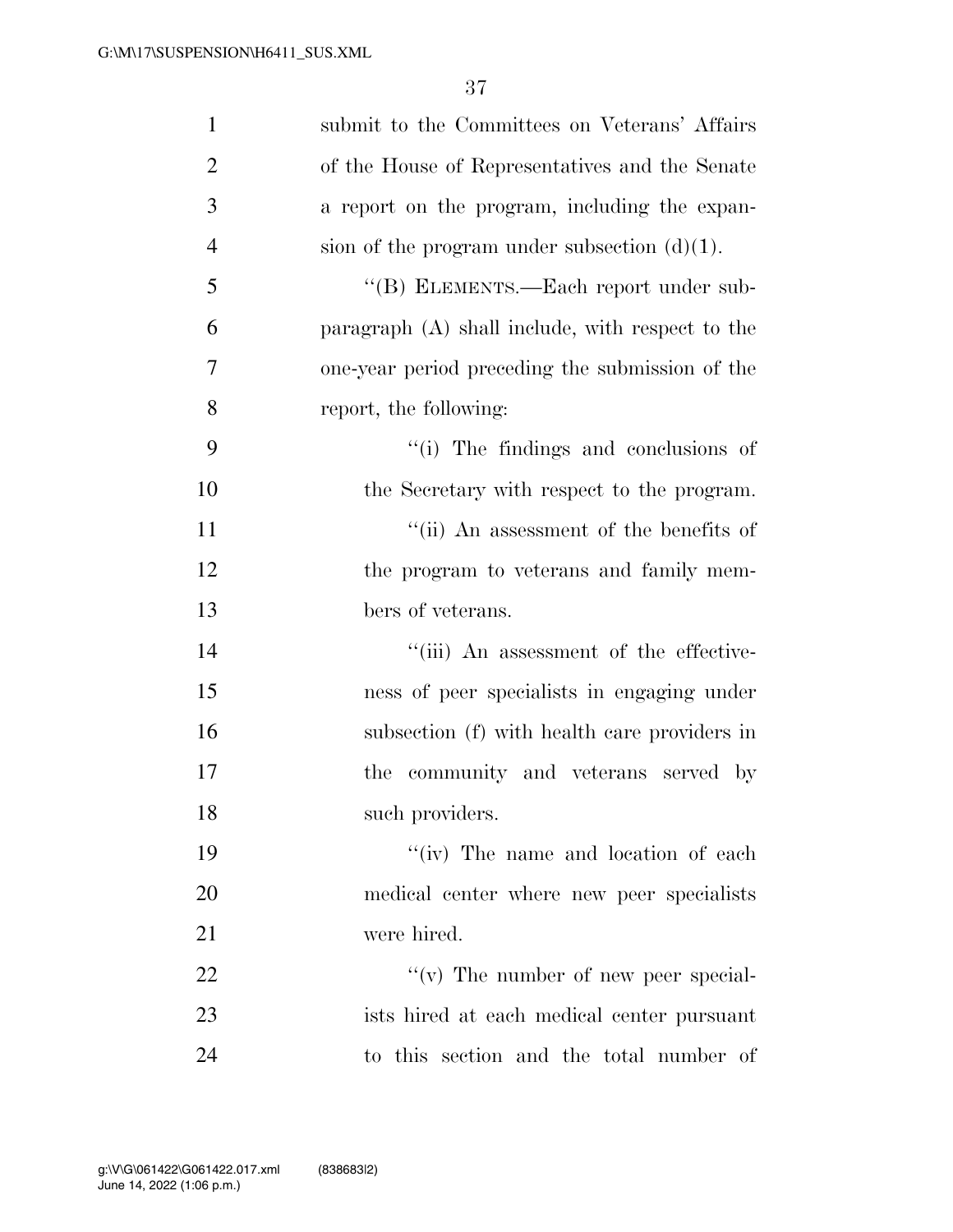submit to the Committees on Veterans' Affairs of the House of Representatives and the Senate a report on the program, including the expansion of the program under subsection (d)(1).

"(B) ELEMENTS.—Each report under subparagraph (A) shall include, with respect to the one-year period preceding the submission of the report, the following:

"(i) The findings and conclusions of the Secretary with respect to the program.

"(ii) An assessment of the benefits of the program to veterans and family members of veterans.

"(iii) An assessment of the effectiveness of peer specialists in engaging under subsection (f) with health care providers in the community and veterans served by such providers.

"(iv) The name and location of each medical center where new peer specialists were hired.

"(v) The number of new peer specialists hired at each medical center pursuant to this section and the total number of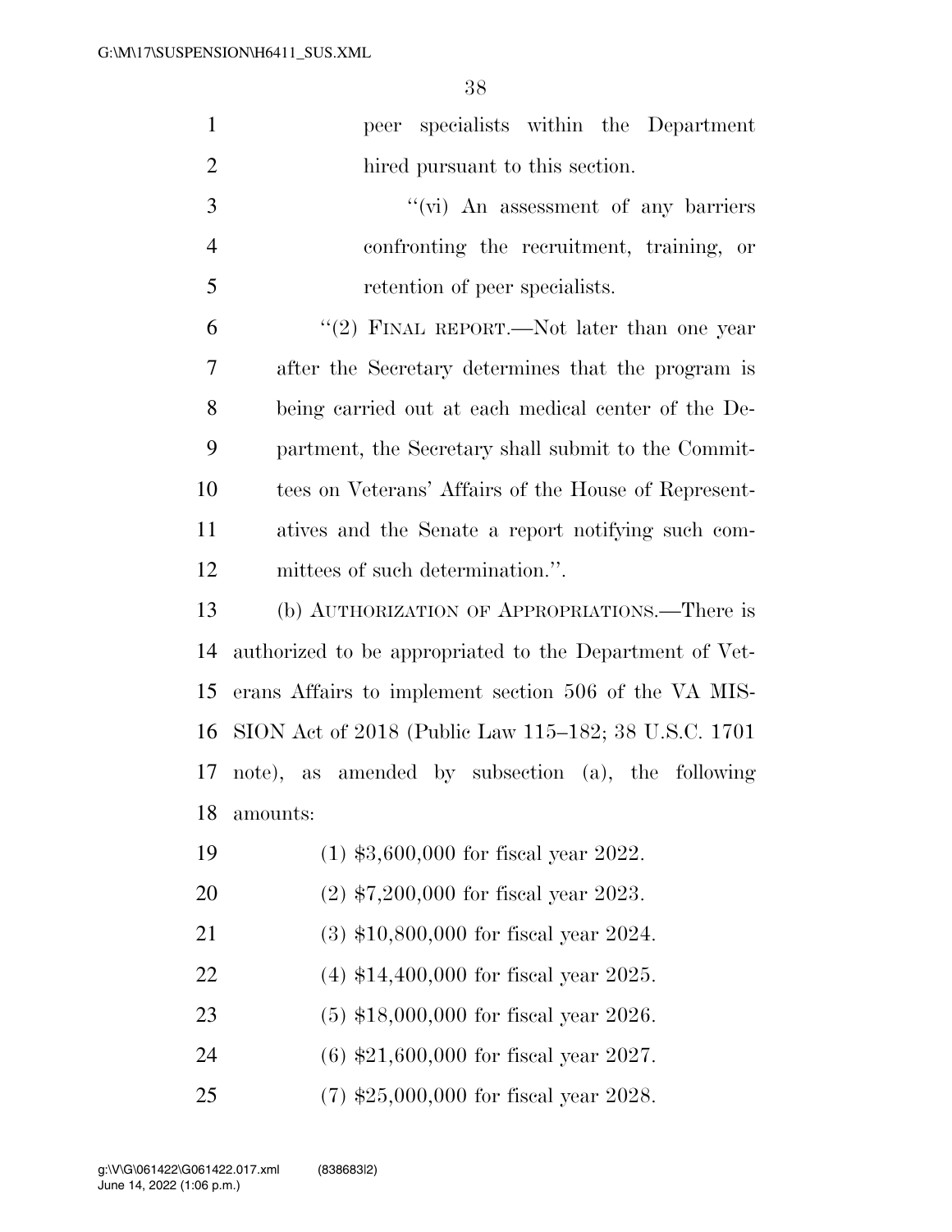peer specialists within the Department hired pursuant to this section.

"(vi) An assessment of any barriers confronting the recruitment, training, or retention of peer specialists.

"(2) FINAL REPORT.—Not later than one year after the Secretary determines that the program is being carried out at each medical center of the Department, the Secretary shall submit to the Committees on Veterans' Affairs of the House of Representatives and the Senate a report notifying such committees of such determination.".

(b) AUTHORIZATION OF APPROPRIATIONS.—There is authorized to be appropriated to the Department of Veterans Affairs to implement section 506 of the VA MISSION Act of 2018 (Public Law 115–182; 38 U.S.C. 1701 note), as amended by subsection (a), the following amounts:

(1) $3,600,000 for fiscal year 2022.

(2) $7,200,000 for fiscal year 2023.

(3) $10,800,000 for fiscal year 2024.

(4) $14,400,000 for fiscal year 2025.

(5) $18,000,000 for fiscal year 2026.

(6) $21,600,000 for fiscal year 2027.

(7) $25,000,000 for fiscal year 2028.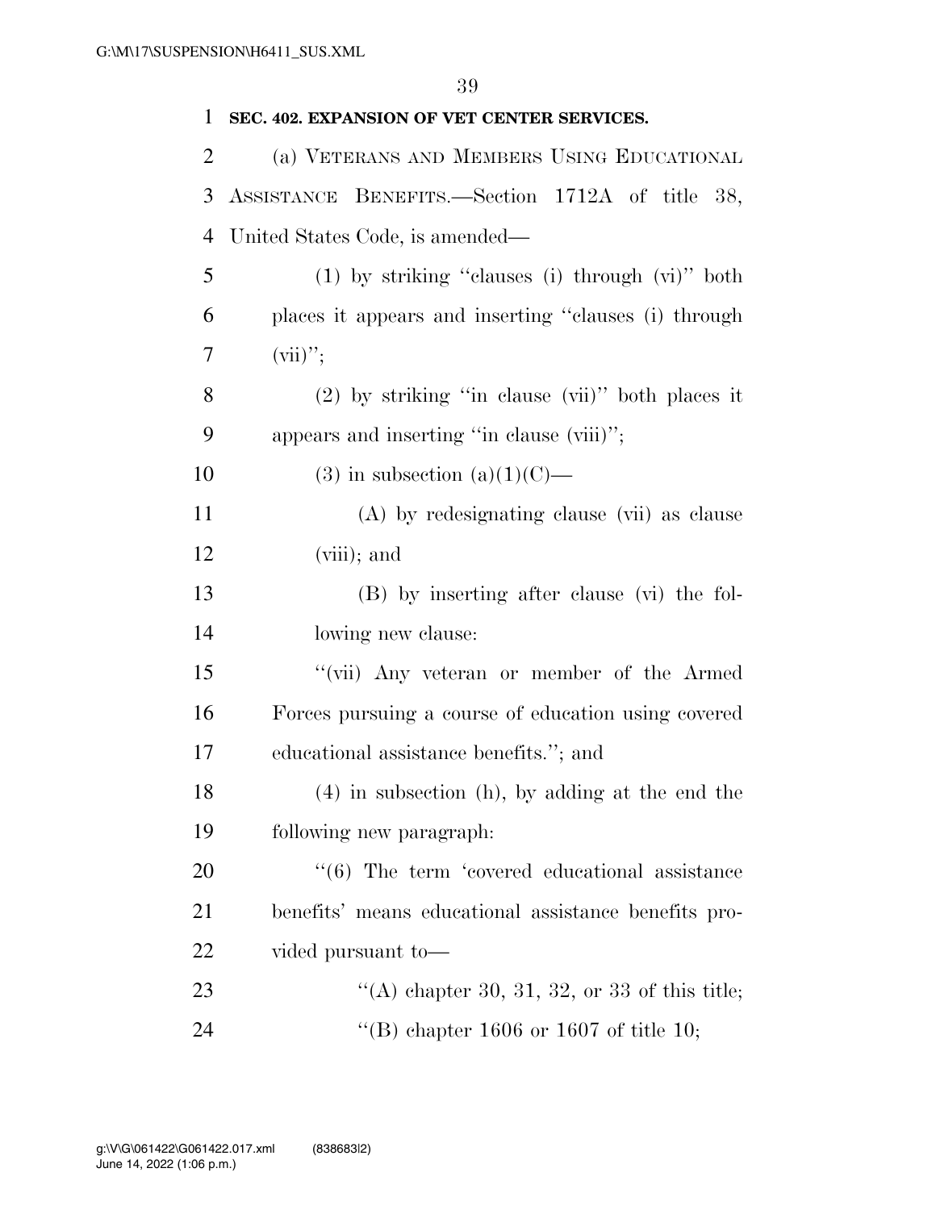**SEC. 402. EXPANSION OF VET CENTER SERVICES.**

(a) VETERANS AND MEMBERS USING EDUCATIONAL ASSISTANCE BENEFITS.—Section 1712A of title 38, United States Code, is amended—

(1) by striking ''clauses (i) through (vi)'' both places it appears and inserting ''clauses (i) through (vii)'';

(2) by striking ''in clause (vii)'' both places it appears and inserting ''in clause (viii)'';

(3) in subsection (a)(1)(C)—

(A) by redesignating clause (vii) as clause (viii); and

(B) by inserting after clause (vi) the following new clause:

''(vii) Any veteran or member of the Armed Forces pursuing a course of education using covered educational assistance benefits.''; and

(4) in subsection (h), by adding at the end the following new paragraph:

''(6) The term 'covered educational assistance benefits' means educational assistance benefits provided pursuant to—

''(A) chapter 30, 31, 32, or 33 of this title;

''(B) chapter 1606 or 1607 of title 10;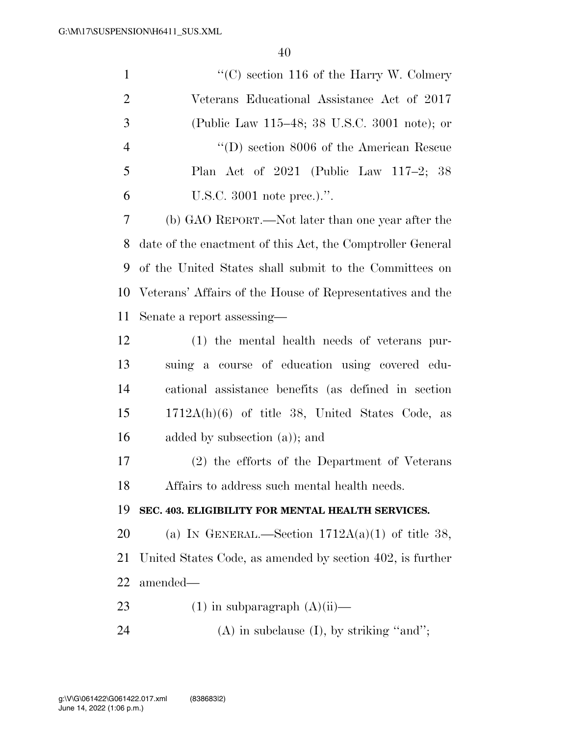"(C) section 116 of the Harry W. Colmery Veterans Educational Assistance Act of 2017 (Public Law 115–48; 38 U.S.C. 3001 note); or

"(D) section 8006 of the American Rescue Plan Act of 2021 (Public Law 117–2; 38 U.S.C. 3001 note prec.).".

(b) GAO REPORT.—Not later than one year after the date of the enactment of this Act, the Comptroller General of the United States shall submit to the Committees on Veterans' Affairs of the House of Representatives and the Senate a report assessing—

(1) the mental health needs of veterans pursuing a course of education using covered educational assistance benefits (as defined in section 1712A(h)(6) of title 38, United States Code, as added by subsection (a)); and

(2) the efforts of the Department of Veterans Affairs to address such mental health needs.

**SEC. 403. ELIGIBILITY FOR MENTAL HEALTH SERVICES.**

(a) IN GENERAL.—Section 1712A(a)(1) of title 38, United States Code, as amended by section 402, is further amended—

(1) in subparagraph (A)(ii)—

(A) in subclause (I), by striking "and";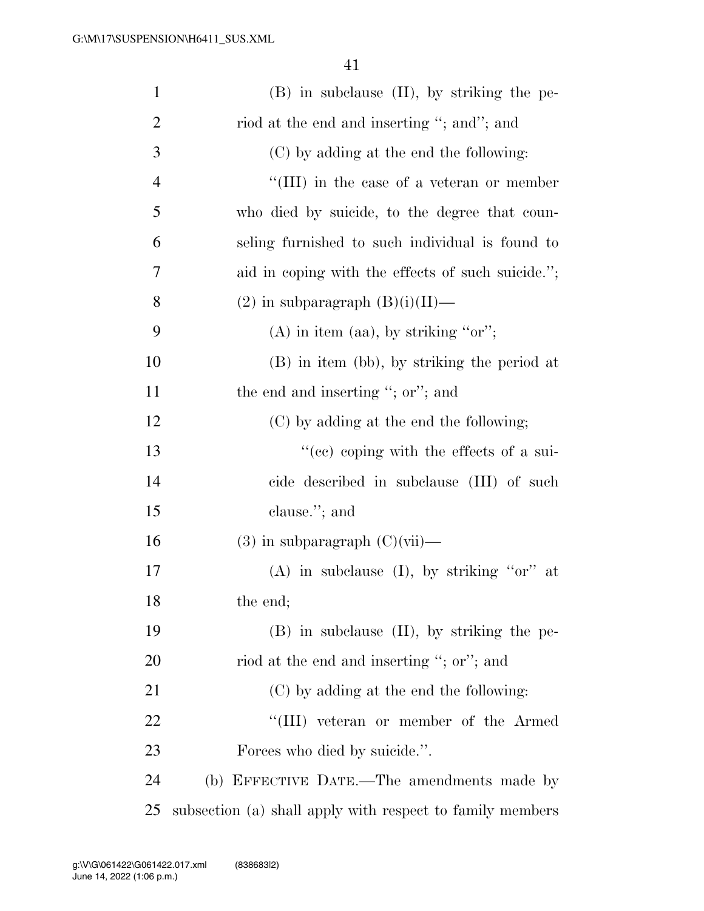(B) in subclause (II), by striking the period at the end and inserting ''; and''; and

(C) by adding at the end the following:

''(III) in the case of a veteran or member who died by suicide, to the degree that counseling furnished to such individual is found to aid in coping with the effects of such suicide.'';

(2) in subparagraph (B)(i)(II)—

(A) in item (aa), by striking ''or'';

(B) in item (bb), by striking the period at the end and inserting ''; or''; and

(C) by adding at the end the following;

''(cc) coping with the effects of a suicide described in subclause (III) of such clause.''; and

(3) in subparagraph (C)(vii)—

(A) in subclause (I), by striking ''or'' at the end;

(B) in subclause (II), by striking the period at the end and inserting ''; or''; and

(C) by adding at the end the following:

''(III) veteran or member of the Armed Forces who died by suicide.''.

(b) EFFECTIVE DATE.—The amendments made by subsection (a) shall apply with respect to family members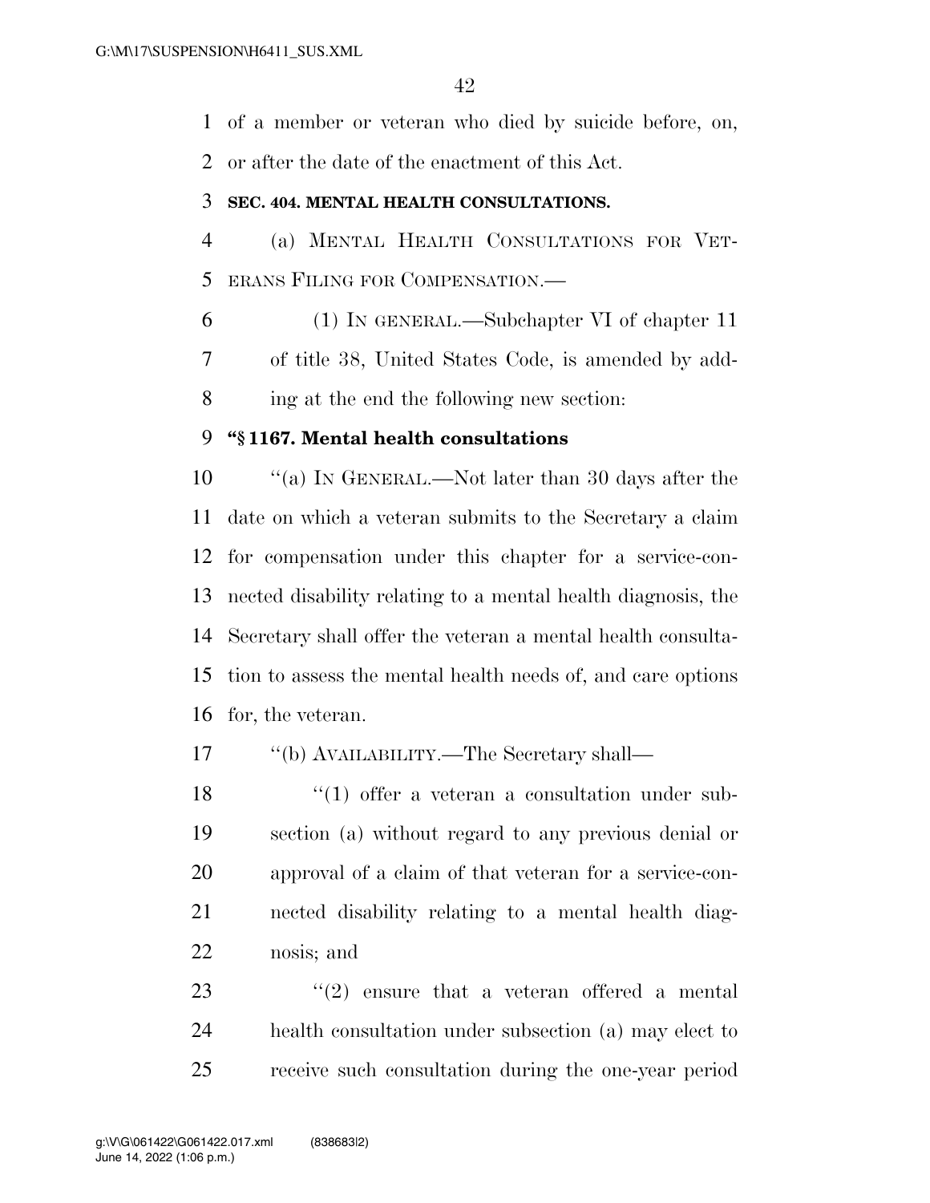of a member or veteran who died by suicide before, on, or after the date of the enactment of this Act.

**SEC. 404. MENTAL HEALTH CONSULTATIONS.**

(a) MENTAL HEALTH CONSULTATIONS FOR VETERANS FILING FOR COMPENSATION.—

(1) IN GENERAL.—Subchapter VI of chapter 11 of title 38, United States Code, is amended by adding at the end the following new section:

**"§ 1167. Mental health consultations**

"(a) IN GENERAL.—Not later than 30 days after the date on which a veteran submits to the Secretary a claim for compensation under this chapter for a service-connected disability relating to a mental health diagnosis, the Secretary shall offer the veteran a mental health consultation to assess the mental health needs of, and care options for, the veteran.

"(b) AVAILABILITY.—The Secretary shall—

"(1) offer a veteran a consultation under subsection (a) without regard to any previous denial or approval of a claim of that veteran for a service-connected disability relating to a mental health diagnosis; and

"(2) ensure that a veteran offered a mental health consultation under subsection (a) may elect to receive such consultation during the one-year period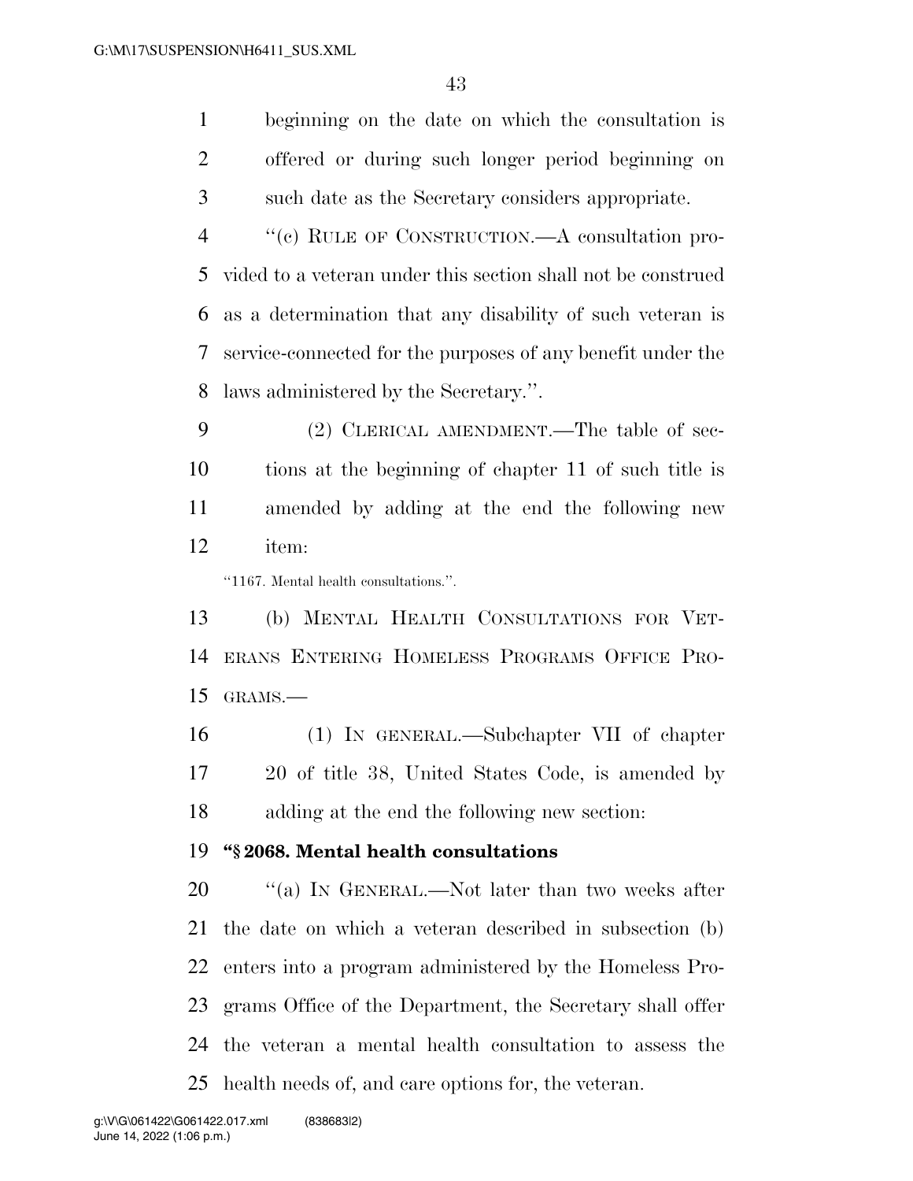beginning on the date on which the consultation is offered or during such longer period beginning on such date as the Secretary considers appropriate.

"(c) RULE OF CONSTRUCTION.—A consultation provided to a veteran under this section shall not be construed as a determination that any disability of such veteran is service-connected for the purposes of any benefit under the laws administered by the Secretary.".

(2) CLERICAL AMENDMENT.—The table of sections at the beginning of chapter 11 of such title is amended by adding at the end the following new item:

"1167. Mental health consultations.".

(b) MENTAL HEALTH CONSULTATIONS FOR VETERANS ENTERING HOMELESS PROGRAMS OFFICE PROGRAMS.—

(1) IN GENERAL.—Subchapter VII of chapter 20 of title 38, United States Code, is amended by adding at the end the following new section:

**"§ 2068. Mental health consultations**

"(a) IN GENERAL.—Not later than two weeks after the date on which a veteran described in subsection (b) enters into a program administered by the Homeless Programs Office of the Department, the Secretary shall offer the veteran a mental health consultation to assess the health needs of, and care options for, the veteran.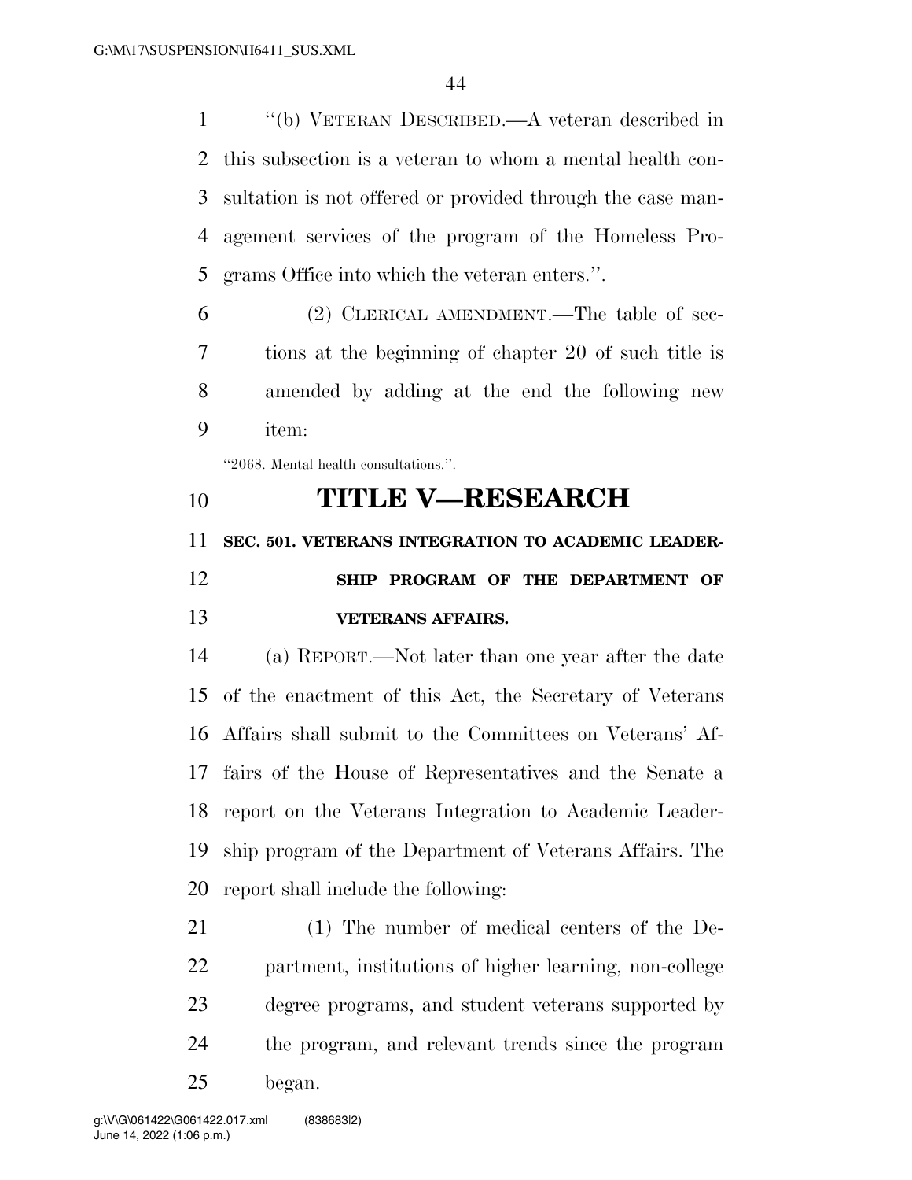"(b) VETERAN DESCRIBED.—A veteran described in this subsection is a veteran to whom a mental health consultation is not offered or provided through the case management services of the program of the Homeless Programs Office into which the veteran enters.".

(2) CLERICAL AMENDMENT.—The table of sections at the beginning of chapter 20 of such title is amended by adding at the end the following new item:

"2068. Mental health consultations.".

# TITLE V—RESEARCH

## SEC. 501. VETERANS INTEGRATION TO ACADEMIC LEADERSHIP PROGRAM OF THE DEPARTMENT OF VETERANS AFFAIRS.

(a) REPORT.—Not later than one year after the date of the enactment of this Act, the Secretary of Veterans Affairs shall submit to the Committees on Veterans' Affairs of the House of Representatives and the Senate a report on the Veterans Integration to Academic Leadership program of the Department of Veterans Affairs. The report shall include the following:

(1) The number of medical centers of the Department, institutions of higher learning, non-college degree programs, and student veterans supported by the program, and relevant trends since the program began.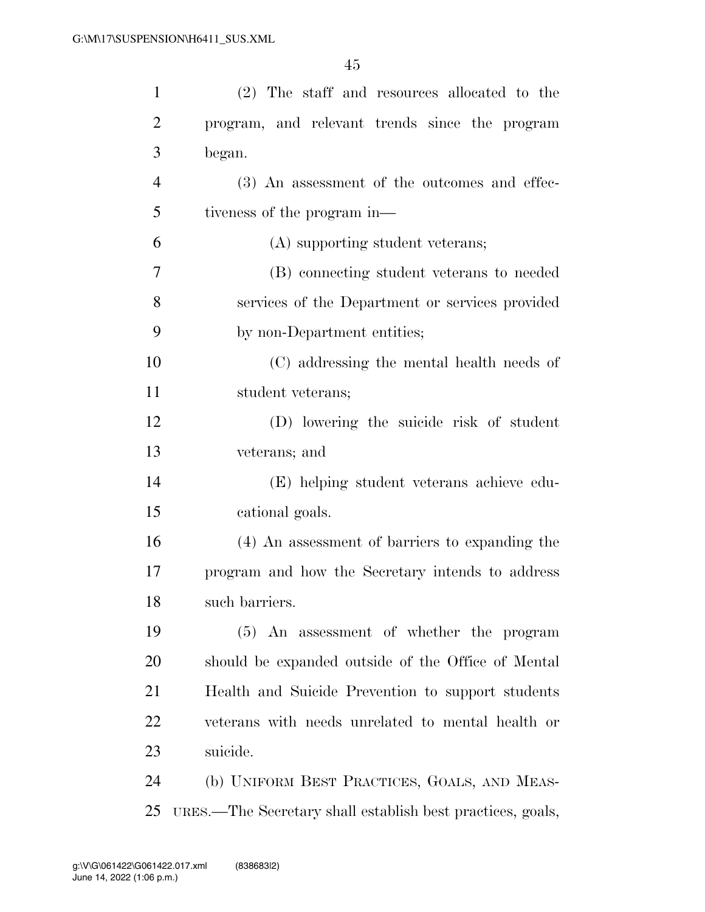(2) The staff and resources allocated to the program, and relevant trends since the program began.

(3) An assessment of the outcomes and effectiveness of the program in—

(A) supporting student veterans;

(B) connecting student veterans to needed services of the Department or services provided by non-Department entities;

(C) addressing the mental health needs of student veterans;

(D) lowering the suicide risk of student veterans; and

(E) helping student veterans achieve educational goals.

(4) An assessment of barriers to expanding the program and how the Secretary intends to address such barriers.

(5) An assessment of whether the program should be expanded outside of the Office of Mental Health and Suicide Prevention to support students veterans with needs unrelated to mental health or suicide.

(b) UNIFORM BEST PRACTICES, GOALS, AND MEASURES.—The Secretary shall establish best practices, goals,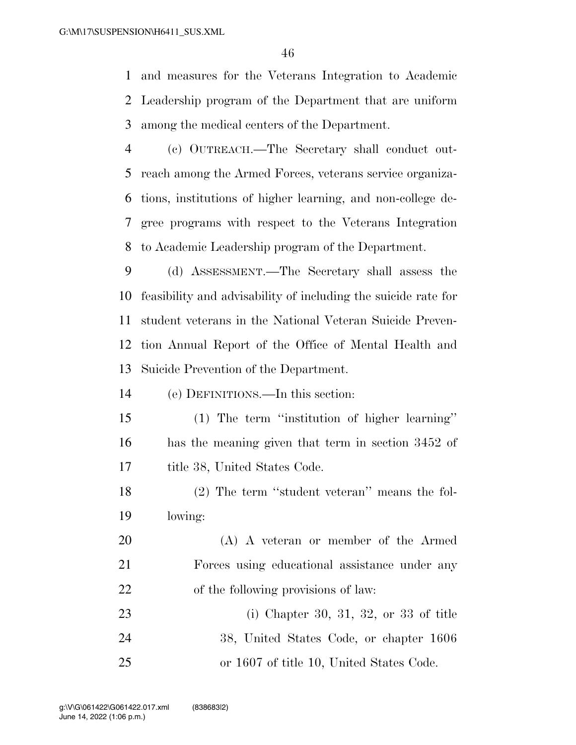and measures for the Veterans Integration to Academic Leadership program of the Department that are uniform among the medical centers of the Department.

(c) OUTREACH.—The Secretary shall conduct outreach among the Armed Forces, veterans service organizations, institutions of higher learning, and non-college degree programs with respect to the Veterans Integration to Academic Leadership program of the Department.

(d) ASSESSMENT.—The Secretary shall assess the feasibility and advisability of including the suicide rate for student veterans in the National Veteran Suicide Prevention Annual Report of the Office of Mental Health and Suicide Prevention of the Department.

(e) DEFINITIONS.—In this section:

(1) The term ''institution of higher learning'' has the meaning given that term in section 3452 of title 38, United States Code.

(2) The term ''student veteran'' means the following:

(A) A veteran or member of the Armed Forces using educational assistance under any of the following provisions of law:

(i) Chapter 30, 31, 32, or 33 of title 38, United States Code, or chapter 1606 or 1607 of title 10, United States Code.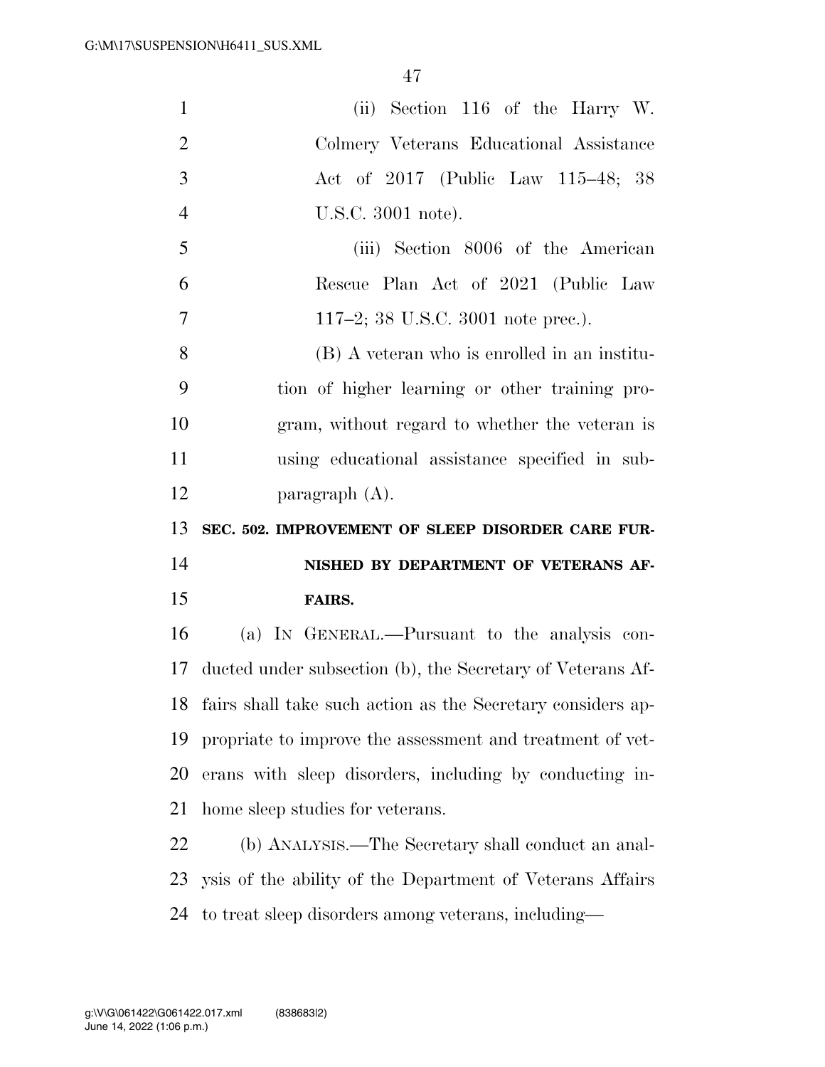(ii) Section 116 of the Harry W. Colmery Veterans Educational Assistance Act of 2017 (Public Law 115–48; 38 U.S.C. 3001 note).

(iii) Section 8006 of the American Rescue Plan Act of 2021 (Public Law 117–2; 38 U.S.C. 3001 note prec.).

(B) A veteran who is enrolled in an institution of higher learning or other training program, without regard to whether the veteran is using educational assistance specified in subparagraph (A).

**SEC. 502. IMPROVEMENT OF SLEEP DISORDER CARE FURNISHED BY DEPARTMENT OF VETERANS AFFAIRS.**

(a) IN GENERAL.—Pursuant to the analysis conducted under subsection (b), the Secretary of Veterans Affairs shall take such action as the Secretary considers appropriate to improve the assessment and treatment of veterans with sleep disorders, including by conducting in-home sleep studies for veterans.

(b) ANALYSIS.—The Secretary shall conduct an analysis of the ability of the Department of Veterans Affairs to treat sleep disorders among veterans, including—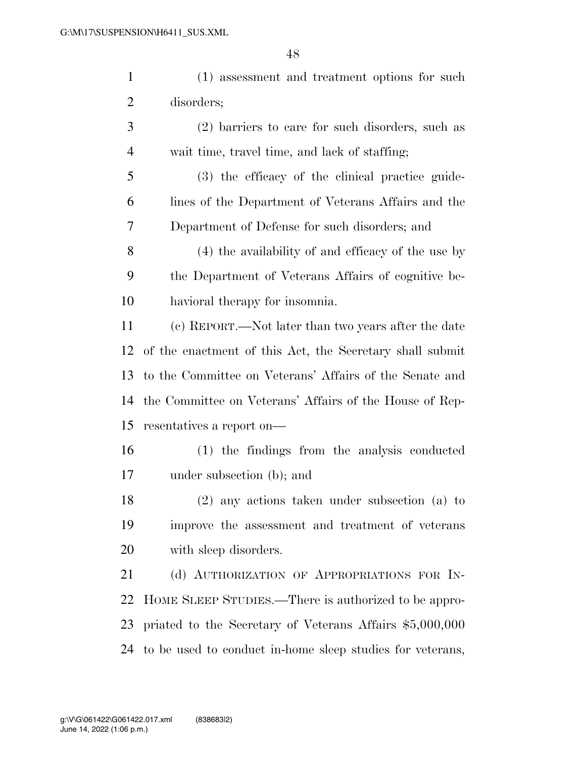(1) assessment and treatment options for such disorders;

(2) barriers to care for such disorders, such as wait time, travel time, and lack of staffing;

(3) the efficacy of the clinical practice guidelines of the Department of Veterans Affairs and the Department of Defense for such disorders; and

(4) the availability of and efficacy of the use by the Department of Veterans Affairs of cognitive behavioral therapy for insomnia.

(c) REPORT.—Not later than two years after the date of the enactment of this Act, the Secretary shall submit to the Committee on Veterans' Affairs of the Senate and the Committee on Veterans' Affairs of the House of Representatives a report on—

(1) the findings from the analysis conducted under subsection (b); and

(2) any actions taken under subsection (a) to improve the assessment and treatment of veterans with sleep disorders.

(d) AUTHORIZATION OF APPROPRIATIONS FOR IN-HOME SLEEP STUDIES.—There is authorized to be appropriated to the Secretary of Veterans Affairs $5,000,000 to be used to conduct in-home sleep studies for veterans,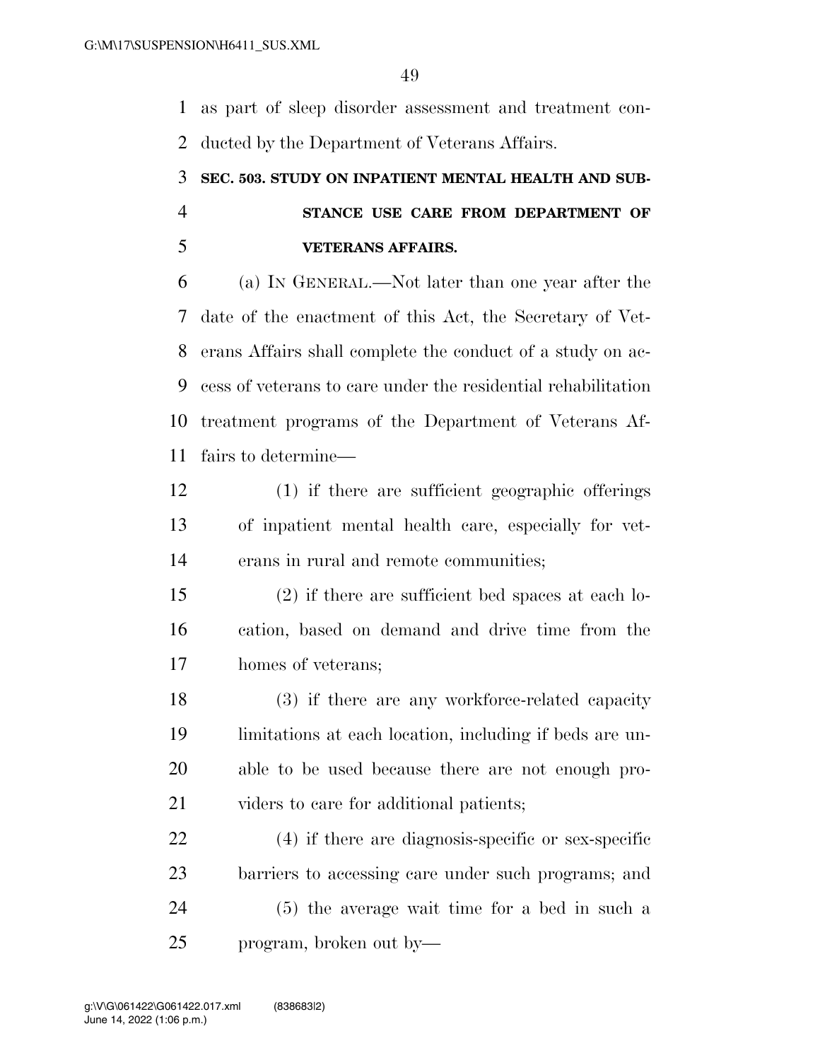as part of sleep disorder assessment and treatment conducted by the Department of Veterans Affairs.

### SEC. 503. STUDY ON INPATIENT MENTAL HEALTH AND SUBSTANCE USE CARE FROM DEPARTMENT OF VETERANS AFFAIRS.

(a) IN GENERAL.—Not later than one year after the date of the enactment of this Act, the Secretary of Veterans Affairs shall complete the conduct of a study on access of veterans to care under the residential rehabilitation treatment programs of the Department of Veterans Affairs to determine—

(1) if there are sufficient geographic offerings of inpatient mental health care, especially for veterans in rural and remote communities;

(2) if there are sufficient bed spaces at each location, based on demand and drive time from the homes of veterans;

(3) if there are any workforce-related capacity limitations at each location, including if beds are unable to be used because there are not enough providers to care for additional patients;

(4) if there are diagnosis-specific or sex-specific barriers to accessing care under such programs; and

(5) the average wait time for a bed in such a program, broken out by—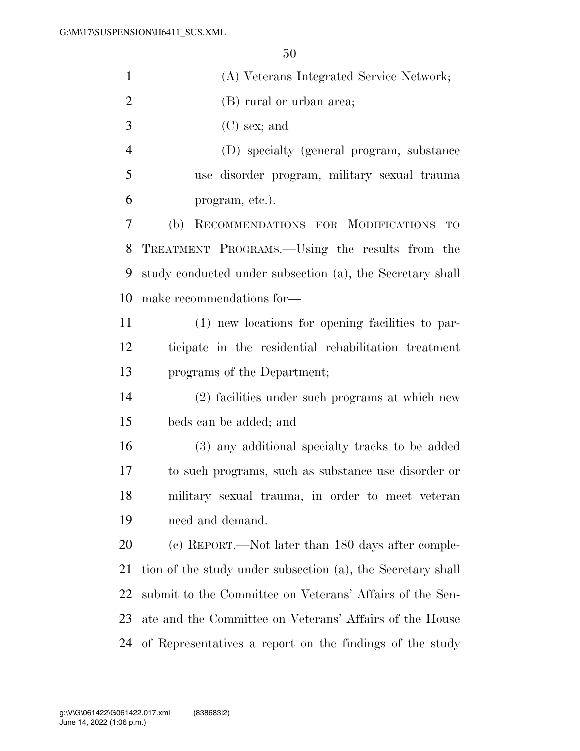(A) Veterans Integrated Service Network;

(B) rural or urban area;

(C) sex; and

(D) specialty (general program, substance use disorder program, military sexual trauma program, etc.).

(b) RECOMMENDATIONS FOR MODIFICATIONS TO TREATMENT PROGRAMS.—Using the results from the study conducted under subsection (a), the Secretary shall make recommendations for—

(1) new locations for opening facilities to participate in the residential rehabilitation treatment programs of the Department;

(2) facilities under such programs at which new beds can be added; and

(3) any additional specialty tracks to be added to such programs, such as substance use disorder or military sexual trauma, in order to meet veteran need and demand.

(c) REPORT.—Not later than 180 days after completion of the study under subsection (a), the Secretary shall submit to the Committee on Veterans' Affairs of the Senate and the Committee on Veterans' Affairs of the House of Representatives a report on the findings of the study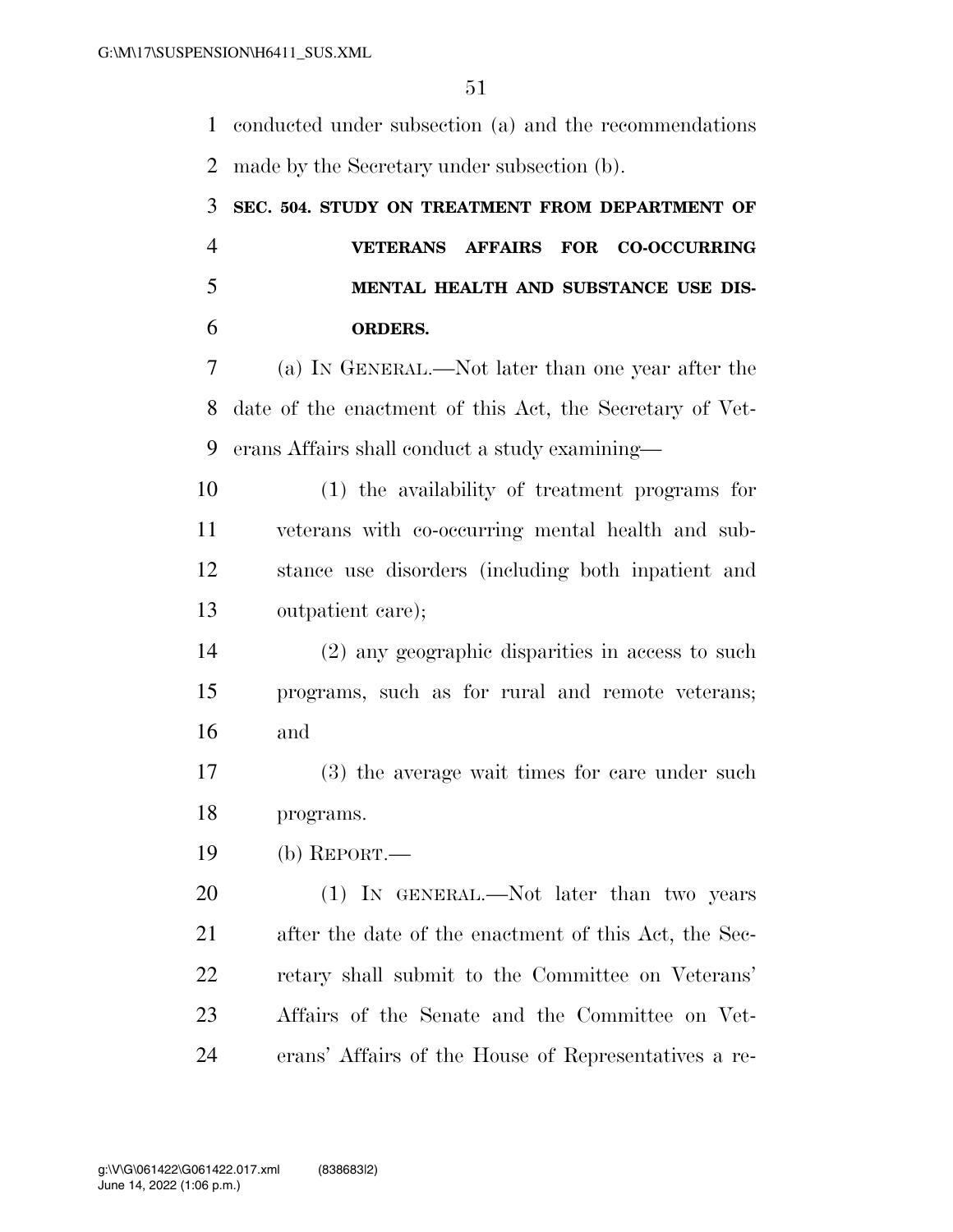conducted under subsection (a) and the recommendations made by the Secretary under subsection (b).

**SEC. 504. STUDY ON TREATMENT FROM DEPARTMENT OF VETERANS AFFAIRS FOR CO-OCCURRING MENTAL HEALTH AND SUBSTANCE USE DISORDERS.**

(a) IN GENERAL.—Not later than one year after the date of the enactment of this Act, the Secretary of Veterans Affairs shall conduct a study examining—

(1) the availability of treatment programs for veterans with co-occurring mental health and substance use disorders (including both inpatient and outpatient care);

(2) any geographic disparities in access to such programs, such as for rural and remote veterans; and

(3) the average wait times for care under such programs.

(b) REPORT.—

(1) IN GENERAL.—Not later than two years after the date of the enactment of this Act, the Secretary shall submit to the Committee on Veterans' Affairs of the Senate and the Committee on Veterans' Affairs of the House of Representatives a re-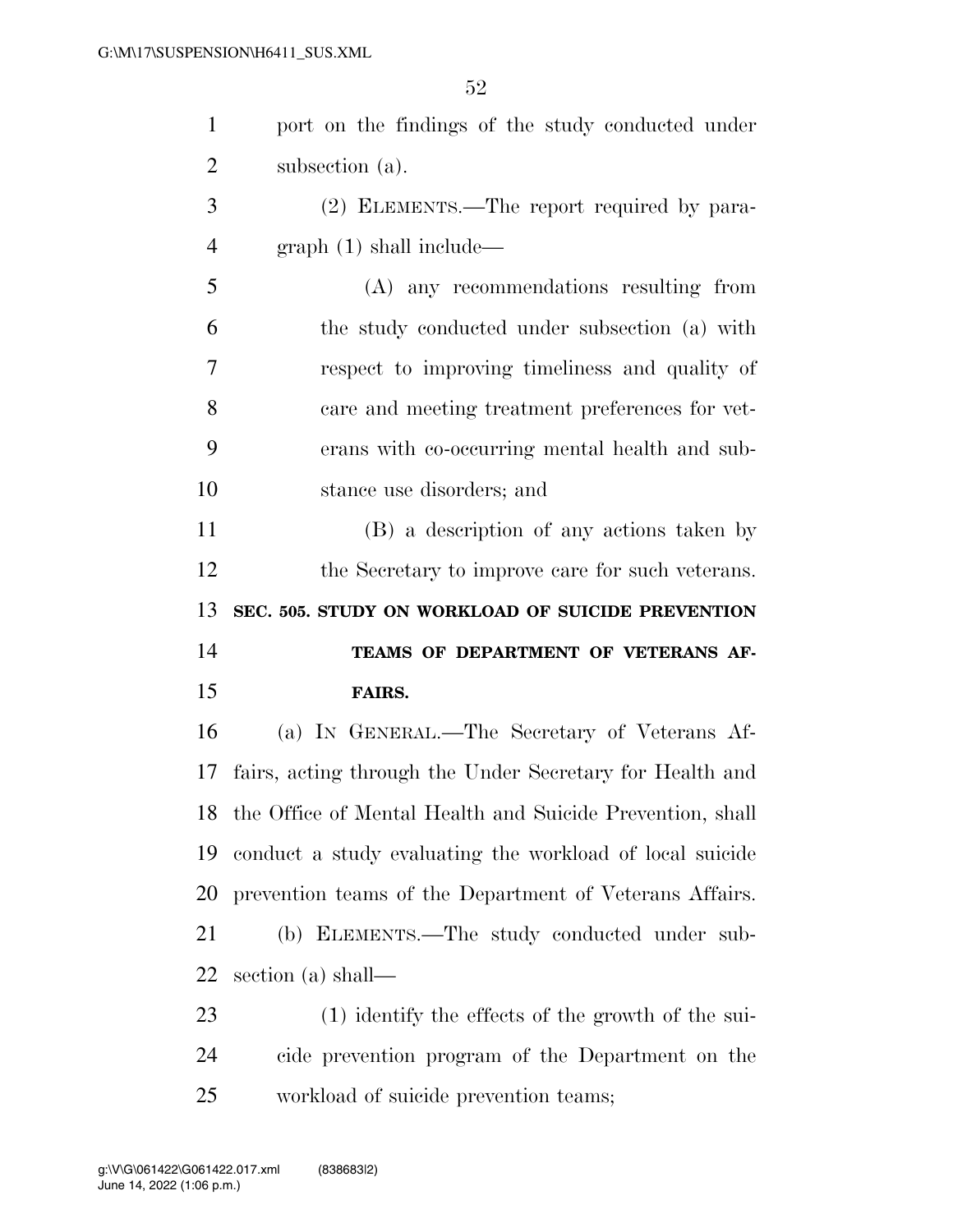port on the findings of the study conducted under subsection (a).

(2) ELEMENTS.—The report required by paragraph (1) shall include—

(A) any recommendations resulting from the study conducted under subsection (a) with respect to improving timeliness and quality of care and meeting treatment preferences for veterans with co-occurring mental health and substance use disorders; and

(B) a description of any actions taken by the Secretary to improve care for such veterans.

**SEC. 505. STUDY ON WORKLOAD OF SUICIDE PREVENTION TEAMS OF DEPARTMENT OF VETERANS AFFAIRS.**

(a) IN GENERAL.—The Secretary of Veterans Affairs, acting through the Under Secretary for Health and the Office of Mental Health and Suicide Prevention, shall conduct a study evaluating the workload of local suicide prevention teams of the Department of Veterans Affairs.

(b) ELEMENTS.—The study conducted under subsection (a) shall—

(1) identify the effects of the growth of the suicide prevention program of the Department on the workload of suicide prevention teams;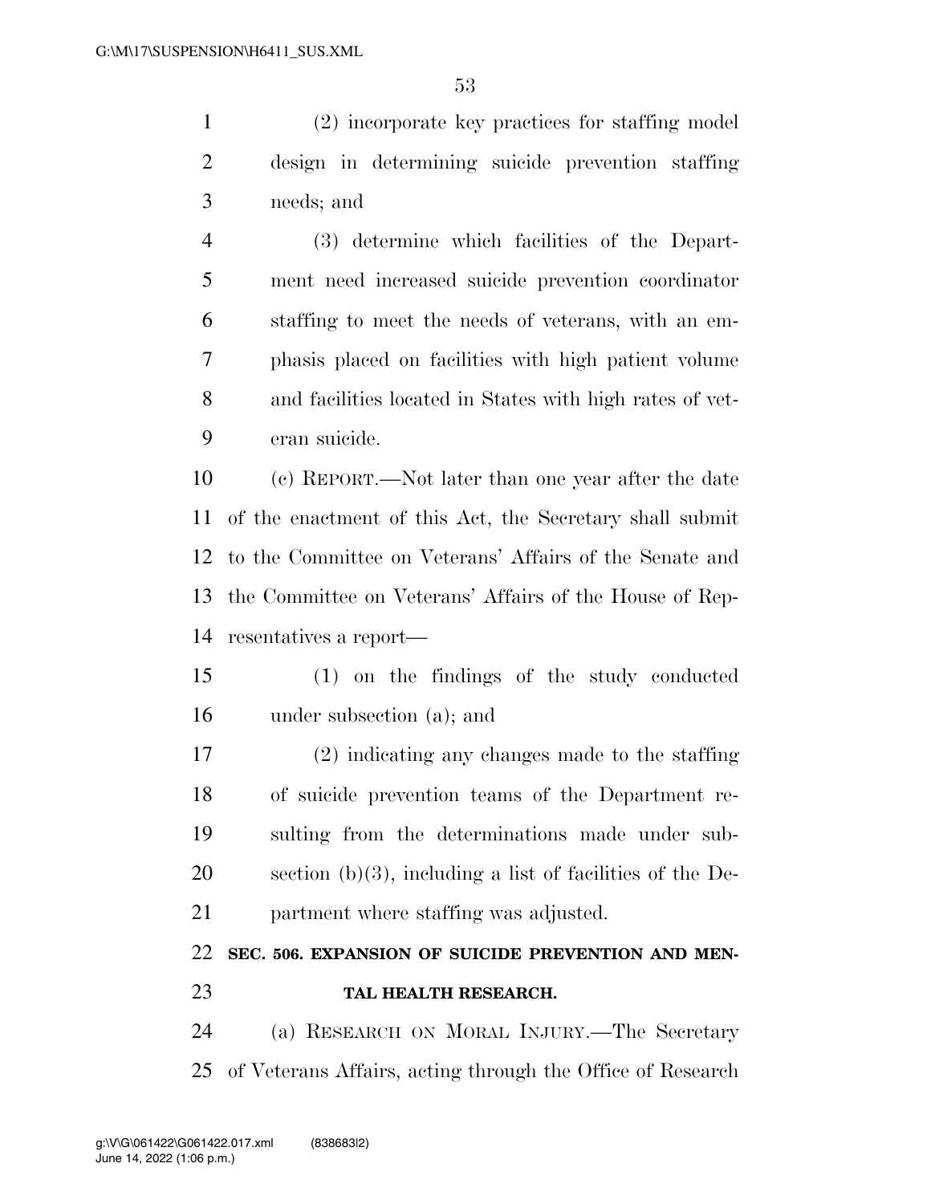(2) incorporate key practices for staffing model design in determining suicide prevention staffing needs; and

(3) determine which facilities of the Department need increased suicide prevention coordinator staffing to meet the needs of veterans, with an emphasis placed on facilities with high patient volume and facilities located in States with high rates of veteran suicide.

(c) REPORT.—Not later than one year after the date of the enactment of this Act, the Secretary shall submit to the Committee on Veterans' Affairs of the Senate and the Committee on Veterans' Affairs of the House of Representatives a report—

(1) on the findings of the study conducted under subsection (a); and

(2) indicating any changes made to the staffing of suicide prevention teams of the Department resulting from the determinations made under subsection (b)(3), including a list of facilities of the Department where staffing was adjusted.

**SEC. 506. EXPANSION OF SUICIDE PREVENTION AND MENTAL HEALTH RESEARCH.**

(a) RESEARCH ON MORAL INJURY.—The Secretary of Veterans Affairs, acting through the Office of Research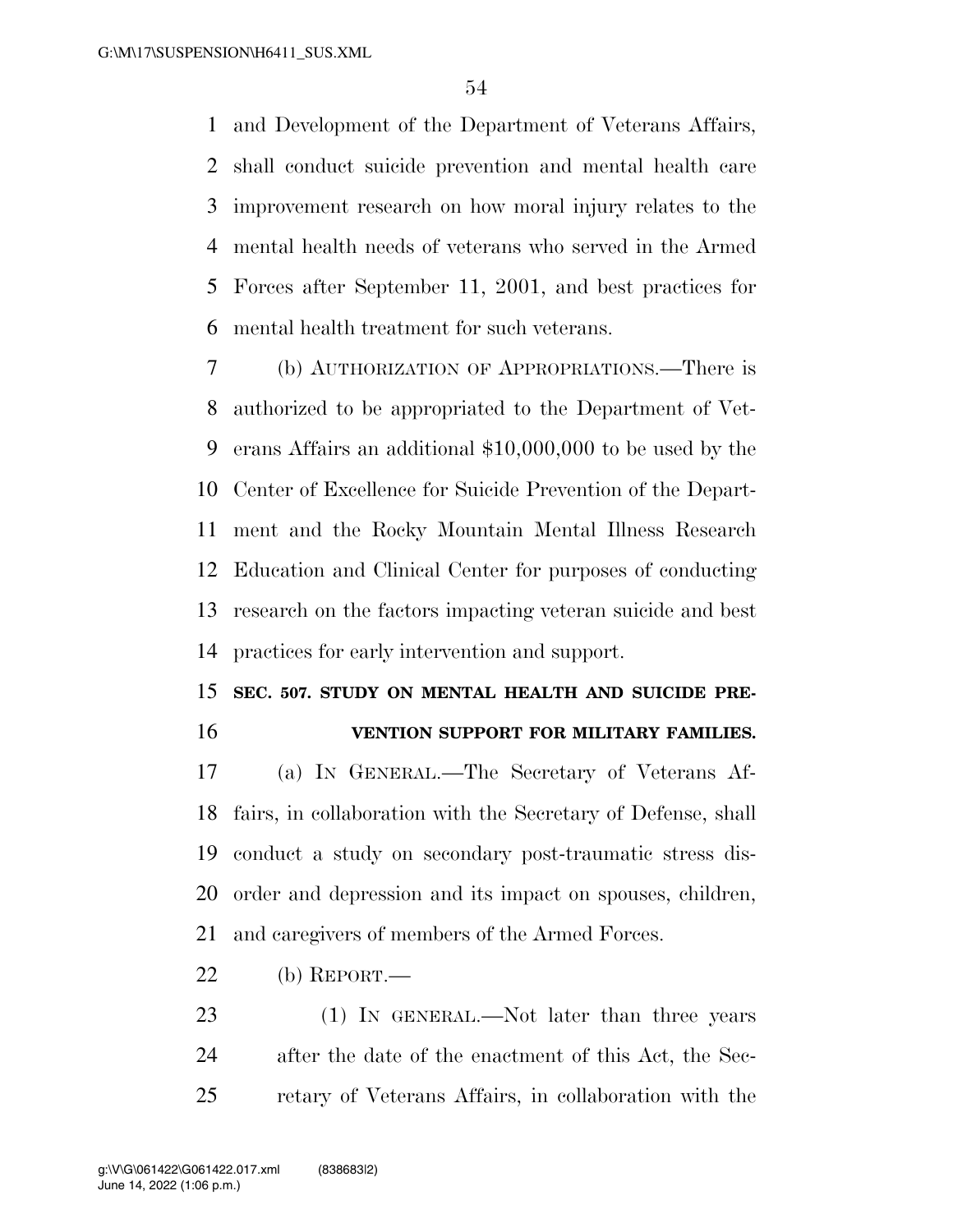and Development of the Department of Veterans Affairs, shall conduct suicide prevention and mental health care improvement research on how moral injury relates to the mental health needs of veterans who served in the Armed Forces after September 11, 2001, and best practices for mental health treatment for such veterans.

(b) AUTHORIZATION OF APPROPRIATIONS.—There is authorized to be appropriated to the Department of Veterans Affairs an additional $10,000,000 to be used by the Center of Excellence for Suicide Prevention of the Department and the Rocky Mountain Mental Illness Research Education and Clinical Center for purposes of conducting research on the factors impacting veteran suicide and best practices for early intervention and support.

**SEC. 507. STUDY ON MENTAL HEALTH AND SUICIDE PREVENTION SUPPORT FOR MILITARY FAMILIES.**

(a) IN GENERAL.—The Secretary of Veterans Affairs, in collaboration with the Secretary of Defense, shall conduct a study on secondary post-traumatic stress disorder and depression and its impact on spouses, children, and caregivers of members of the Armed Forces.

(b) REPORT.—

(1) IN GENERAL.—Not later than three years after the date of the enactment of this Act, the Secretary of Veterans Affairs, in collaboration with the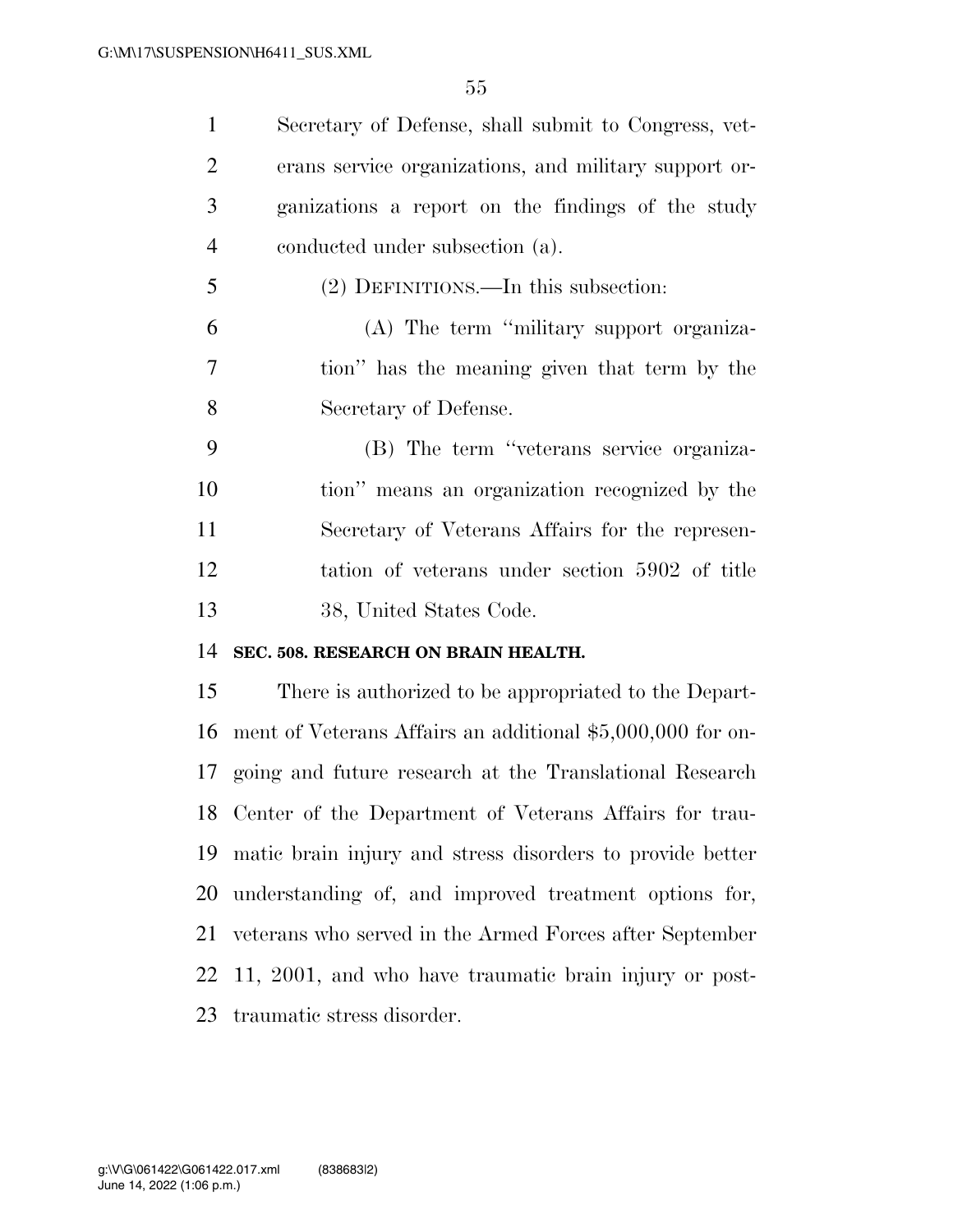Secretary of Defense, shall submit to Congress, veterans service organizations, and military support organizations a report on the findings of the study conducted under subsection (a).

(2) DEFINITIONS.—In this subsection:

(A) The term ''military support organization'' has the meaning given that term by the Secretary of Defense.

(B) The term ''veterans service organization'' means an organization recognized by the Secretary of Veterans Affairs for the representation of veterans under section 5902 of title 38, United States Code.

**SEC. 508. RESEARCH ON BRAIN HEALTH.**

There is authorized to be appropriated to the Department of Veterans Affairs an additional $5,000,000 for ongoing and future research at the Translational Research Center of the Department of Veterans Affairs for traumatic brain injury and stress disorders to provide better understanding of, and improved treatment options for, veterans who served in the Armed Forces after September 11, 2001, and who have traumatic brain injury or post-traumatic stress disorder.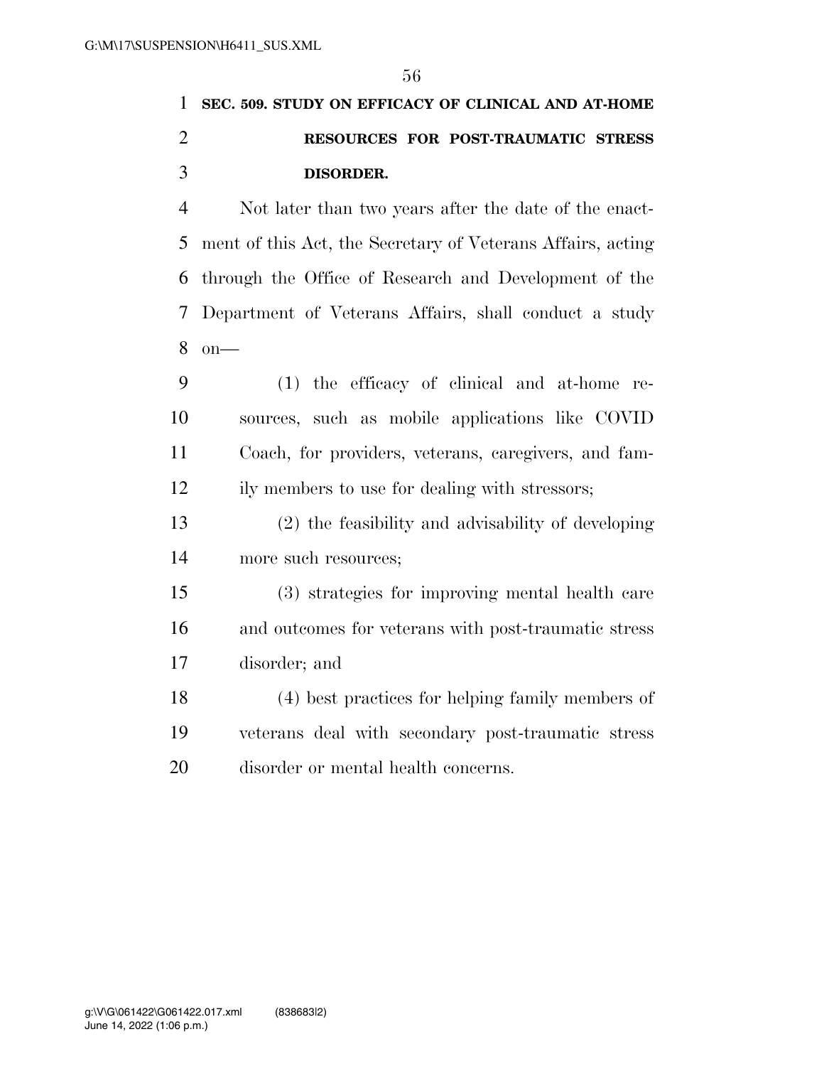**SEC. 509. STUDY ON EFFICACY OF CLINICAL AND AT-HOME RESOURCES FOR POST-TRAUMATIC STRESS DISORDER.**

Not later than two years after the date of the enactment of this Act, the Secretary of Veterans Affairs, acting through the Office of Research and Development of the Department of Veterans Affairs, shall conduct a study on—

(1) the efficacy of clinical and at-home resources, such as mobile applications like COVID Coach, for providers, veterans, caregivers, and family members to use for dealing with stressors;

(2) the feasibility and advisability of developing more such resources;

(3) strategies for improving mental health care and outcomes for veterans with post-traumatic stress disorder; and

(4) best practices for helping family members of veterans deal with secondary post-traumatic stress disorder or mental health concerns.